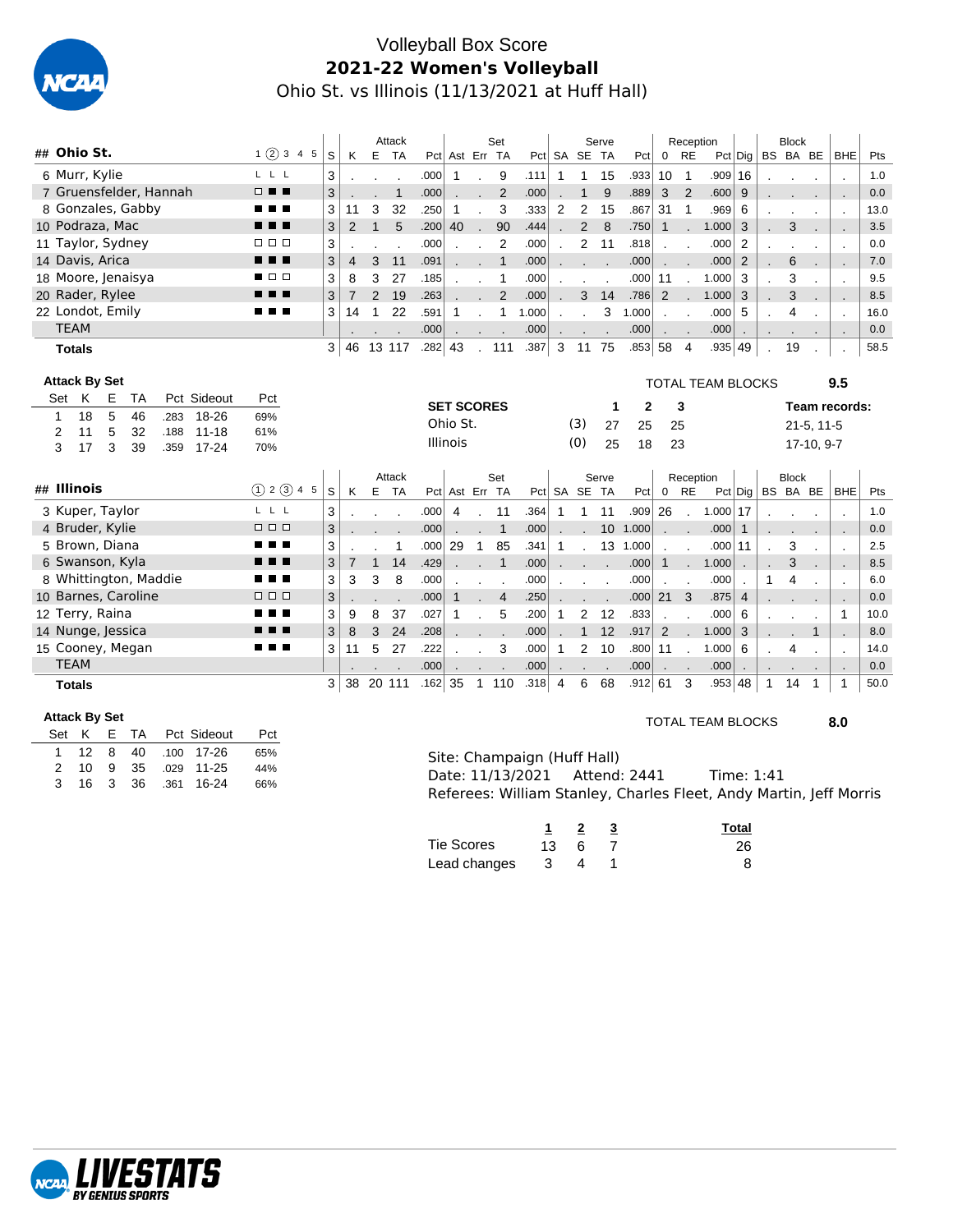# Volleyball Box Score

## 2021-22 Women's Volleyball

Ohio St. vs Illinois (11/13/2021 at Huff Hall)

| ## | Ohio St. | 1 ② 3 4 5 | S | Attack K | E | TA | Pct | Set Ast | Err | TA | Pct | Serve SA | SE | TA | Pct | Reception 0 | RE | Pct | Dig | Block BS | BA | BE | BHE | Pts |
|---|---|---|---|---|---|---|---|---|---|---|---|---|---|---|---|---|---|---|---|---|---|---|---|---|
| 6 | Murr, Kylie | L L L | 3 | . | . | . | .000 | 1 | . | 9 | .111 | 1 | 1 | 15 | .933 | 10 | 1 | .909 | 16 | . | . | . | . | 1.0 |
| 7 | Gruensfelder, Hannah | □ ■ ■ | 3 | . | . | 1 | .000 | . | . | 2 | .000 | . | 1 | 9 | .889 | 3 | 2 | .600 | 9 | . | . | . | . | 0.0 |
| 8 | Gonzales, Gabby | ■ ■ ■ | 3 | 11 | 3 | 32 | .250 | 1 | . | 3 | .333 | 2 | 2 | 15 | .867 | 31 | 1 | .969 | 6 | . | . | . | . | 13.0 |
| 10 | Podraza, Mac | ■ ■ ■ | 3 | 2 | 1 | 5 | .200 | 40 | . | 90 | .444 | . | 2 | 8 | .750 | 1 | . | 1.000 | 3 | . | 3 | . | . | 3.5 |
| 11 | Taylor, Sydney | □ □ □ | 3 | . | . | . | .000 | . | . | 2 | .000 | . | 2 | 11 | .818 | . | . | .000 | 2 | . | . | . | . | 0.0 |
| 14 | Davis, Arica | ■ ■ ■ | 3 | 4 | 3 | 11 | .091 | . | . | 1 | .000 | . | . | . | .000 | . | . | .000 | 2 | . | 6 | . | . | 7.0 |
| 18 | Moore, Jenaisya | ■ □ □ | 3 | 8 | 3 | 27 | .185 | . | . | 1 | .000 | . | . | . | .000 | 11 | . | 1.000 | 3 | . | 3 | . | . | 9.5 |
| 20 | Rader, Rylee | ■ ■ ■ | 3 | 7 | 2 | 19 | .263 | . | . | 2 | .000 | . | 3 | 14 | .786 | 2 | . | 1.000 | 3 | . | 3 | . | . | 8.5 |
| 22 | Londot, Emily | ■ ■ ■ | 3 | 14 | 1 | 22 | .591 | 1 | . | 1 | 1.000 | . | . | 3 | 1.000 | . | . | .000 | 5 | . | 4 | . | . | 16.0 |
| | TEAM | | | . | . | . | .000 | . | . | . | .000 | . | . | . | .000 | . | . | .000 | . | . | . | . | . | 0.0 |
| | **Totals** | | 3 | 46 | 13 | 117 | .282 | 43 | . | 111 | .387 | 3 | 11 | 75 | .853 | 58 | 4 | .935 | 49 | . | 19 | . | . | 58.5 |

**Attack By Set**

| Set | K | E | TA | Pct | Sideout | Pct |
|---|---|---|---|---|---|---|
| 1 | 18 | 5 | 46 | .283 | 18-26 | 69% |
| 2 | 11 | 5 | 32 | .188 | 11-18 | 61% |
| 3 | 17 | 3 | 39 | .359 | 17-24 | 70% |

TOTAL TEAM BLOCKS **9.5**

| SET SCORES | | 1 | 2 | 3 | Team records: |
|---|---|---|---|---|---|
| Ohio St. | (3) | 27 | 25 | 25 | 21-5, 11-5 |
| Illinois | (0) | 25 | 18 | 23 | 17-10, 9-7 |

| ## | Illinois | ① 2 ③ 4 5 | S | Attack K | E | TA | Pct | Set Ast | Err | TA | Pct | Serve SA | SE | TA | Pct | Reception 0 | RE | Pct | Dig | Block BS | BA | BE | BHE | Pts |
|---|---|---|---|---|---|---|---|---|---|---|---|---|---|---|---|---|---|---|---|---|---|---|---|---|
| 3 | Kuper, Taylor | L L L | 3 | . | . | . | .000 | 4 | . | 11 | .364 | 1 | 1 | 11 | .909 | 26 | . | 1.000 | 17 | . | . | . | . | 1.0 |
| 4 | Bruder, Kylie | □ □ □ | 3 | . | . | . | .000 | . | . | 1 | .000 | . | . | 10 | 1.000 | . | . | .000 | 1 | . | . | . | . | 0.0 |
| 5 | Brown, Diana | ■ ■ ■ | 3 | . | . | 1 | .000 | 29 | 1 | 85 | .341 | 1 | . | 13 | 1.000 | . | . | .000 | 11 | . | 3 | . | . | 2.5 |
| 6 | Swanson, Kyla | ■ ■ ■ | 3 | 7 | 1 | 14 | .429 | . | . | 1 | .000 | . | . | . | .000 | 1 | . | 1.000 | . | . | 3 | . | . | 8.5 |
| 8 | Whittington, Maddie | ■ ■ ■ | 3 | 3 | 3 | 8 | .000 | . | . | . | .000 | . | . | . | .000 | . | . | .000 | . | 1 | 4 | . | . | 6.0 |
| 10 | Barnes, Caroline | □ □ □ | 3 | . | . | . | .000 | 1 | . | 4 | .250 | . | . | . | .000 | 21 | 3 | .875 | 4 | . | . | . | . | 0.0 |
| 12 | Terry, Raina | ■ ■ ■ | 3 | 9 | 8 | 37 | .027 | 1 | . | 5 | .200 | 1 | 2 | 12 | .833 | . | . | .000 | 6 | . | . | . | 1 | 10.0 |
| 14 | Nunge, Jessica | ■ ■ ■ | 3 | 8 | 3 | 24 | .208 | . | . | . | .000 | . | 1 | 12 | .917 | 2 | . | 1.000 | 3 | . | . | 1 | . | 8.0 |
| 15 | Cooney, Megan | ■ ■ ■ | 3 | 11 | 5 | 27 | .222 | . | . | 3 | .000 | 1 | 2 | 10 | .800 | 11 | . | 1.000 | 6 | . | 4 | . | . | 14.0 |
| | TEAM | | | . | . | . | .000 | . | . | . | .000 | . | . | . | .000 | . | . | .000 | . | . | . | . | . | 0.0 |
| | **Totals** | | 3 | 38 | 20 | 111 | .162 | 35 | 1 | 110 | .318 | 4 | 6 | 68 | .912 | 61 | 3 | .953 | 48 | 1 | 14 | 1 | 1 | 50.0 |

**Attack By Set**

| Set | K | E | TA | Pct | Sideout | Pct |
|---|---|---|---|---|---|---|
| 1 | 12 | 8 | 40 | .100 | 17-26 | 65% |
| 2 | 10 | 9 | 35 | .029 | 11-25 | 44% |
| 3 | 16 | 3 | 36 | .361 | 16-24 | 66% |

TOTAL TEAM BLOCKS **8.0**

Site: Champaign (Huff Hall)
Date: 11/13/2021 Attend: 2441 Time: 1:41
Referees: William Stanley, Charles Fleet, Andy Martin, Jeff Morris

| | 1 | 2 | 3 | Total |
|---|---|---|---|---|
| Tie Scores | 13 | 6 | 7 | 26 |
| Lead changes | 3 | 4 | 1 | 8 |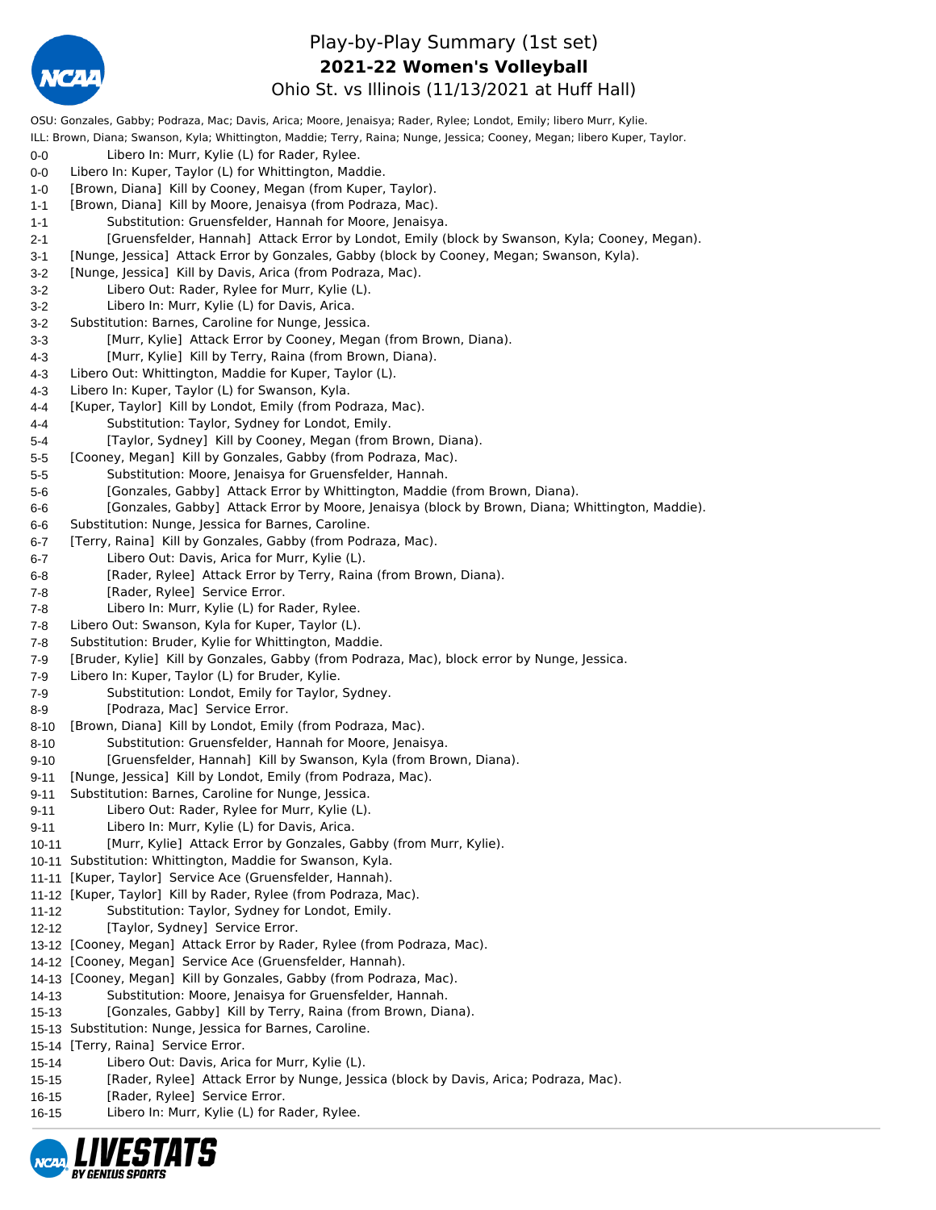# Play-by-Play Summary (1st set)

## 2021-22 Women's Volleyball

### Ohio St. vs Illinois (11/13/2021 at Huff Hall)

OSU: Gonzales, Gabby; Podraza, Mac; Davis, Arica; Moore, Jenaisya; Rader, Rylee; Londot, Emily; libero Murr, Kylie.
ILL: Brown, Diana; Swanson, Kyla; Whittington, Maddie; Terry, Raina; Nunge, Jessica; Cooney, Megan; libero Kuper, Taylor.

0-0 Libero In: Murr, Kylie (L) for Rader, Rylee.
0-0 Libero In: Kuper, Taylor (L) for Whittington, Maddie.
1-0 [Brown, Diana] Kill by Cooney, Megan (from Kuper, Taylor).
1-1 [Brown, Diana] Kill by Moore, Jenaisya (from Podraza, Mac).
1-1 Substitution: Gruensfelder, Hannah for Moore, Jenaisya.
2-1 [Gruensfelder, Hannah] Attack Error by Londot, Emily (block by Swanson, Kyla; Cooney, Megan).
3-1 [Nunge, Jessica] Attack Error by Gonzales, Gabby (block by Cooney, Megan; Swanson, Kyla).
3-2 [Nunge, Jessica] Kill by Davis, Arica (from Podraza, Mac).
3-2 Libero Out: Rader, Rylee for Murr, Kylie (L).
3-2 Libero In: Murr, Kylie (L) for Davis, Arica.
3-2 Substitution: Barnes, Caroline for Nunge, Jessica.
3-3 [Murr, Kylie] Attack Error by Cooney, Megan (from Brown, Diana).
4-3 [Murr, Kylie] Kill by Terry, Raina (from Brown, Diana).
4-3 Libero Out: Whittington, Maddie for Kuper, Taylor (L).
4-3 Libero In: Kuper, Taylor (L) for Swanson, Kyla.
4-4 [Kuper, Taylor] Kill by Londot, Emily (from Podraza, Mac).
4-4 Substitution: Taylor, Sydney for Londot, Emily.
5-4 [Taylor, Sydney] Kill by Cooney, Megan (from Brown, Diana).
5-5 [Cooney, Megan] Kill by Gonzales, Gabby (from Podraza, Mac).
5-5 Substitution: Moore, Jenaisya for Gruensfelder, Hannah.
5-6 [Gonzales, Gabby] Attack Error by Whittington, Maddie (from Brown, Diana).
6-6 [Gonzales, Gabby] Attack Error by Moore, Jenaisya (block by Brown, Diana; Whittington, Maddie).
6-6 Substitution: Nunge, Jessica for Barnes, Caroline.
6-7 [Terry, Raina] Kill by Gonzales, Gabby (from Podraza, Mac).
6-7 Libero Out: Davis, Arica for Murr, Kylie (L).
6-8 [Rader, Rylee] Attack Error by Terry, Raina (from Brown, Diana).
7-8 [Rader, Rylee] Service Error.
7-8 Libero In: Murr, Kylie (L) for Rader, Rylee.
7-8 Libero Out: Swanson, Kyla for Kuper, Taylor (L).
7-8 Substitution: Bruder, Kylie for Whittington, Maddie.
7-9 [Bruder, Kylie] Kill by Gonzales, Gabby (from Podraza, Mac), block error by Nunge, Jessica.
7-9 Libero In: Kuper, Taylor (L) for Bruder, Kylie.
7-9 Substitution: Londot, Emily for Taylor, Sydney.
8-9 [Podraza, Mac] Service Error.
8-10 [Brown, Diana] Kill by Londot, Emily (from Podraza, Mac).
8-10 Substitution: Gruensfelder, Hannah for Moore, Jenaisya.
9-10 [Gruensfelder, Hannah] Kill by Swanson, Kyla (from Brown, Diana).
9-11 [Nunge, Jessica] Kill by Londot, Emily (from Podraza, Mac).
9-11 Substitution: Barnes, Caroline for Nunge, Jessica.
9-11 Libero Out: Rader, Rylee for Murr, Kylie (L).
9-11 Libero In: Murr, Kylie (L) for Davis, Arica.
10-11 [Murr, Kylie] Attack Error by Gonzales, Gabby (from Murr, Kylie).
10-11 Substitution: Whittington, Maddie for Swanson, Kyla.
11-11 [Kuper, Taylor] Service Ace (Gruensfelder, Hannah).
11-12 [Kuper, Taylor] Kill by Rader, Rylee (from Podraza, Mac).
11-12 Substitution: Taylor, Sydney for Londot, Emily.
12-12 [Taylor, Sydney] Service Error.
13-12 [Cooney, Megan] Attack Error by Rader, Rylee (from Podraza, Mac).
14-12 [Cooney, Megan] Service Ace (Gruensfelder, Hannah).
14-13 [Cooney, Megan] Kill by Gonzales, Gabby (from Podraza, Mac).
14-13 Substitution: Moore, Jenaisya for Gruensfelder, Hannah.
15-13 [Gonzales, Gabby] Kill by Terry, Raina (from Brown, Diana).
15-13 Substitution: Nunge, Jessica for Barnes, Caroline.
15-14 [Terry, Raina] Service Error.
15-14 Libero Out: Davis, Arica for Murr, Kylie (L).
15-15 [Rader, Rylee] Attack Error by Nunge, Jessica (block by Davis, Arica; Podraza, Mac).
16-15 [Rader, Rylee] Service Error.
16-15 Libero In: Murr, Kylie (L) for Rader, Rylee.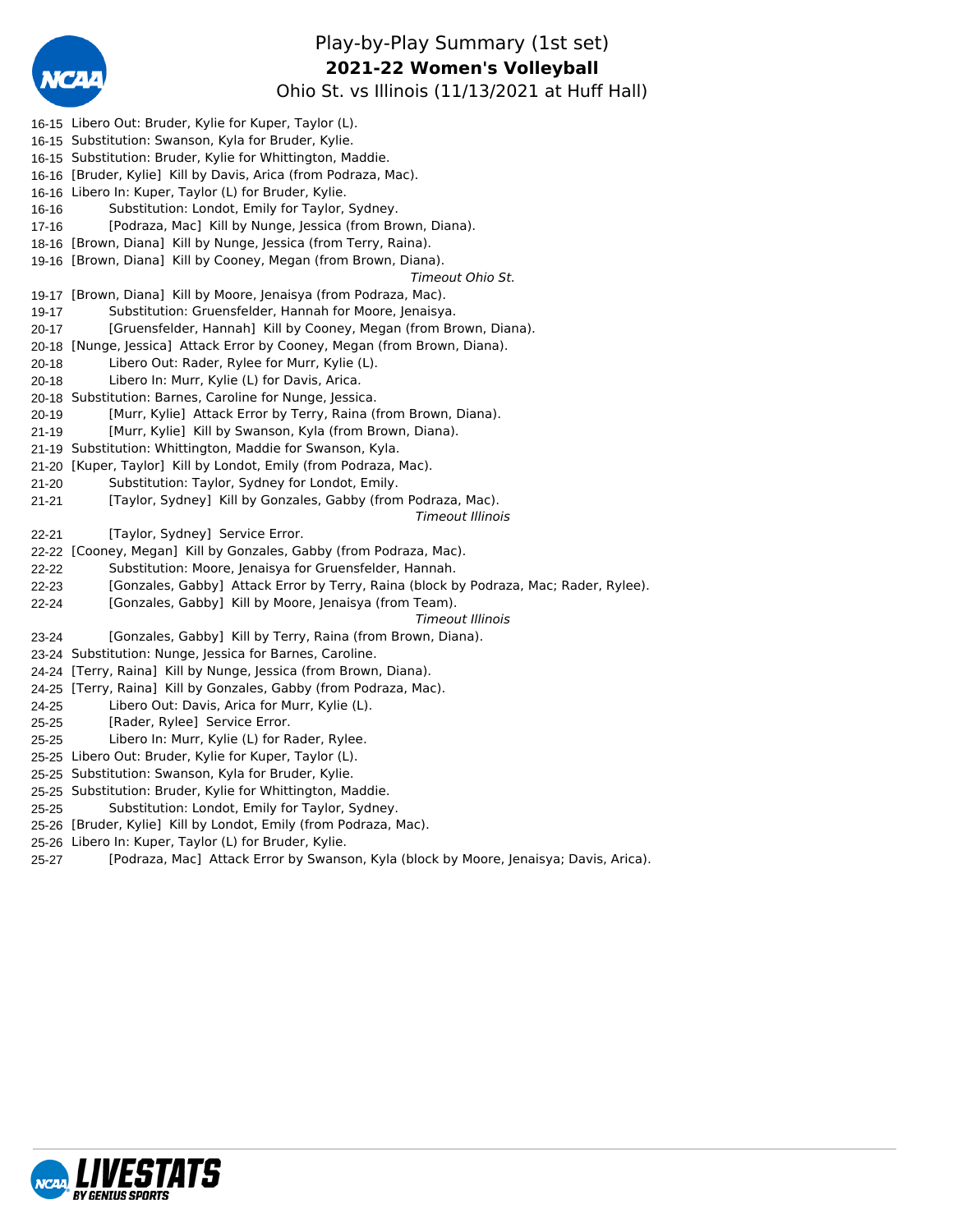# Play-by-Play Summary (1st set)

**2021-22 Women's Volleyball**

Ohio St. vs Illinois (11/13/2021 at Huff Hall)

16-15 Libero Out: Bruder, Kylie for Kuper, Taylor (L).
16-15 Substitution: Swanson, Kyla for Bruder, Kylie.
16-15 Substitution: Bruder, Kylie for Whittington, Maddie.
16-16 [Bruder, Kylie] Kill by Davis, Arica (from Podraza, Mac).
16-16 Libero In: Kuper, Taylor (L) for Bruder, Kylie.
16-16 Substitution: Londot, Emily for Taylor, Sydney.
17-16 [Podraza, Mac] Kill by Nunge, Jessica (from Brown, Diana).
18-16 [Brown, Diana] Kill by Nunge, Jessica (from Terry, Raina).
19-16 [Brown, Diana] Kill by Cooney, Megan (from Brown, Diana).

*Timeout Ohio St.*

19-17 [Brown, Diana] Kill by Moore, Jenaisya (from Podraza, Mac).
19-17 Substitution: Gruensfelder, Hannah for Moore, Jenaisya.
20-17 [Gruensfelder, Hannah] Kill by Cooney, Megan (from Brown, Diana).
20-18 [Nunge, Jessica] Attack Error by Cooney, Megan (from Brown, Diana).
20-18 Libero Out: Rader, Rylee for Murr, Kylie (L).
20-18 Libero In: Murr, Kylie (L) for Davis, Arica.
20-18 Substitution: Barnes, Caroline for Nunge, Jessica.
20-19 [Murr, Kylie] Attack Error by Terry, Raina (from Brown, Diana).
21-19 [Murr, Kylie] Kill by Swanson, Kyla (from Brown, Diana).
21-19 Substitution: Whittington, Maddie for Swanson, Kyla.
21-20 [Kuper, Taylor] Kill by Londot, Emily (from Podraza, Mac).
21-20 Substitution: Taylor, Sydney for Londot, Emily.
21-21 [Taylor, Sydney] Kill by Gonzales, Gabby (from Podraza, Mac).

*Timeout Illinois*

22-21 [Taylor, Sydney] Service Error.
22-22 [Cooney, Megan] Kill by Gonzales, Gabby (from Podraza, Mac).
22-22 Substitution: Moore, Jenaisya for Gruensfelder, Hannah.
22-23 [Gonzales, Gabby] Attack Error by Terry, Raina (block by Podraza, Mac; Rader, Rylee).
22-24 [Gonzales, Gabby] Kill by Moore, Jenaisya (from Team).

*Timeout Illinois*

23-24 [Gonzales, Gabby] Kill by Terry, Raina (from Brown, Diana).
23-24 Substitution: Nunge, Jessica for Barnes, Caroline.
24-24 [Terry, Raina] Kill by Nunge, Jessica (from Brown, Diana).
24-25 [Terry, Raina] Kill by Gonzales, Gabby (from Podraza, Mac).
24-25 Libero Out: Davis, Arica for Murr, Kylie (L).
25-25 [Rader, Rylee] Service Error.
25-25 Libero In: Murr, Kylie (L) for Rader, Rylee.
25-25 Libero Out: Bruder, Kylie for Kuper, Taylor (L).
25-25 Substitution: Swanson, Kyla for Bruder, Kylie.
25-25 Substitution: Bruder, Kylie for Whittington, Maddie.
25-25 Substitution: Londot, Emily for Taylor, Sydney.
25-26 [Bruder, Kylie] Kill by Londot, Emily (from Podraza, Mac).
25-26 Libero In: Kuper, Taylor (L) for Bruder, Kylie.
25-27 [Podraza, Mac] Attack Error by Swanson, Kyla (block by Moore, Jenaisya; Davis, Arica).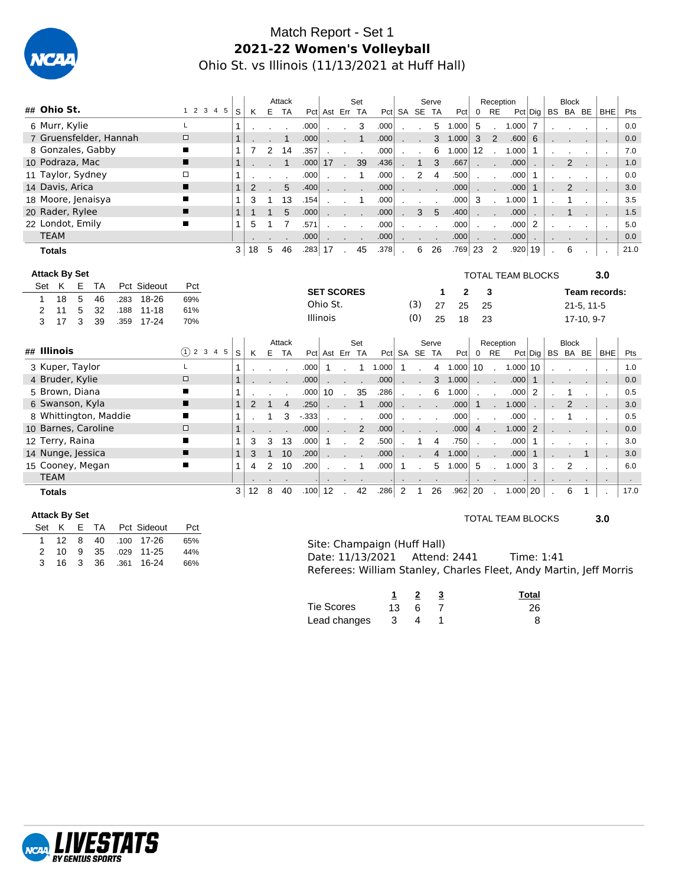# Match Report - Set 1

## 2021-22 Women's Volleyball

Ohio St. vs Illinois (11/13/2021 at Huff Hall)

| ## | Ohio St. | 1 2 3 4 5 | S | Attack K | E | TA | Pct | Set Ast | Err | TA | Pct | Serve SA | SE | TA | Pct | Reception 0 | RE | Pct | Dig | Block BS | BA | BE | BHE | Pts |
|---|---|---|---|---|---|---|---|---|---|---|---|---|---|---|---|---|---|---|---|---|---|---|---|---|
| 6 | Murr, Kylie | L | 1 | . | . | . | .000 | . | . | 3 | .000 | . | . | 5 | 1.000 | 5 | . | 1.000 | 7 | . | . | . | . | 0.0 |
| 7 | Gruensfelder, Hannah | □ | 1 | . | . | 1 | .000 | . | . | 1 | .000 | . | . | 3 | 1.000 | 3 | 2 | .600 | 6 | . | . | . | . | 0.0 |
| 8 | Gonzales, Gabby | ■ | 1 | 7 | 2 | 14 | .357 | . | . | . | .000 | . | . | 6 | 1.000 | 12 | . | 1.000 | 1 | . | . | . | . | 7.0 |
| 10 | Podraza, Mac | ■ | 1 | . | . | 1 | .000 | 17 | . | 39 | .436 | . | 1 | 3 | .667 | . | . | .000 | . | . | 2 | . | . | 1.0 |
| 11 | Taylor, Sydney | □ | 1 | . | . | . | .000 | . | . | 1 | .000 | . | 2 | 4 | .500 | . | . | .000 | 1 | . | . | . | . | 0.0 |
| 14 | Davis, Arica | ■ | 1 | 2 | . | 5 | .400 | . | . | . | .000 | . | . | . | .000 | . | . | .000 | 1 | . | 2 | . | . | 3.0 |
| 18 | Moore, Jenaisya | ■ | 1 | 3 | 1 | 13 | .154 | . | . | 1 | .000 | . | . | . | .000 | 3 | . | 1.000 | 1 | . | 1 | . | . | 3.5 |
| 20 | Rader, Rylee | ■ | 1 | 1 | 1 | 5 | .000 | . | . | . | .000 | . | 3 | 5 | .400 | . | . | .000 | . | . | 1 | . | . | 1.5 |
| 22 | Londot, Emily | ■ | 1 | 5 | 1 | 7 | .571 | . | . | . | .000 | . | . | . | .000 | . | . | .000 | 2 | . | . | . | . | 5.0 |
| | TEAM | | | . | . | . | .000 | . | . | . | .000 | . | . | . | .000 | . | . | .000 | . | . | . | . | . | 0.0 |
| | **Totals** | | 3 | 18 | 5 | 46 | .283 | 17 | . | 45 | .378 | . | 6 | 26 | .769 | 23 | 2 | .920 | 19 | . | 6 | . | . | 21.0 |

**Attack By Set**

| Set | K | E | TA | Pct | Sideout | Pct |
|---|---|---|---|---|---|---|
| 1 | 18 | 5 | 46 | .283 | 18-26 | 69% |
| 2 | 11 | 5 | 32 | .188 | 11-18 | 61% |
| 3 | 17 | 3 | 39 | .359 | 17-24 | 70% |

TOTAL TEAM BLOCKS 3.0

| SET SCORES | | 1 | 2 | 3 | Team records: |
|---|---|---|---|---|---|
| Ohio St. | (3) | 27 | 25 | 25 | 21-5, 11-5 |
| Illinois | (0) | 25 | 18 | 23 | 17-10, 9-7 |

| ## | Illinois | ① 2 3 4 5 | S | Attack K | E | TA | Pct | Set Ast | Err | TA | Pct | Serve SA | SE | TA | Pct | Reception 0 | RE | Pct | Dig | Block BS | BA | BE | BHE | Pts |
|---|---|---|---|---|---|---|---|---|---|---|---|---|---|---|---|---|---|---|---|---|---|---|---|---|
| 3 | Kuper, Taylor | L | 1 | . | . | . | .000 | 1 | . | 1 | 1.000 | 1 | . | 4 | 1.000 | 10 | . | 1.000 | 10 | . | . | . | . | 1.0 |
| 4 | Bruder, Kylie | □ | 1 | . | . | . | .000 | . | . | . | .000 | . | . | 3 | 1.000 | . | . | .000 | 1 | . | . | . | . | 0.0 |
| 5 | Brown, Diana | ■ | 1 | . | . | . | .000 | 10 | . | 35 | .286 | . | . | 6 | 1.000 | . | . | .000 | 2 | . | 1 | . | . | 0.5 |
| 6 | Swanson, Kyla | ■ | 1 | 2 | 1 | 4 | .250 | . | . | 1 | .000 | . | . | . | .000 | 1 | . | 1.000 | . | . | 2 | . | . | 3.0 |
| 8 | Whittington, Maddie | ■ | 1 | . | 1 | 3 | -.333 | . | . | . | .000 | . | . | . | .000 | . | . | .000 | . | . | 1 | . | . | 0.5 |
| 10 | Barnes, Caroline | □ | 1 | . | . | . | .000 | . | . | 2 | .000 | . | . | . | .000 | 4 | . | 1.000 | 2 | . | . | . | . | 0.0 |
| 12 | Terry, Raina | ■ | 1 | 3 | 3 | 13 | .000 | 1 | . | 2 | .500 | . | 1 | 4 | .750 | . | . | .000 | 1 | . | . | . | . | 3.0 |
| 14 | Nunge, Jessica | ■ | 1 | 3 | 1 | 10 | .200 | . | . | . | .000 | . | . | 4 | 1.000 | . | . | .000 | 1 | . | . | 1 | . | 3.0 |
| 15 | Cooney, Megan | ■ | 1 | 4 | 2 | 10 | .200 | . | . | 1 | .000 | 1 | . | 5 | 1.000 | 5 | . | 1.000 | 3 | . | 2 | . | . | 6.0 |
| | TEAM | | | . | . | . | . | . | . | . | . | . | . | . | . | . | . | . | . | . | . | . | . | . |
| | **Totals** | | 3 | 12 | 8 | 40 | .100 | 12 | . | 42 | .286 | 2 | 1 | 26 | .962 | 20 | . | 1.000 | 20 | . | 6 | 1 | . | 17.0 |

**Attack By Set**

| Set | K | E | TA | Pct | Sideout | Pct |
|---|---|---|---|---|---|---|
| 1 | 12 | 8 | 40 | .100 | 17-26 | 65% |
| 2 | 10 | 9 | 35 | .029 | 11-25 | 44% |
| 3 | 16 | 3 | 36 | .361 | 16-24 | 66% |

TOTAL TEAM BLOCKS 3.0

Site: Champaign (Huff Hall)
Date: 11/13/2021 Attend: 2441 Time: 1:41
Referees: William Stanley, Charles Fleet, Andy Martin, Jeff Morris

| | 1 | 2 | 3 | Total |
|---|---|---|---|---|
| Tie Scores | 13 | 6 | 7 | 26 |
| Lead changes | 3 | 4 | 1 | 8 |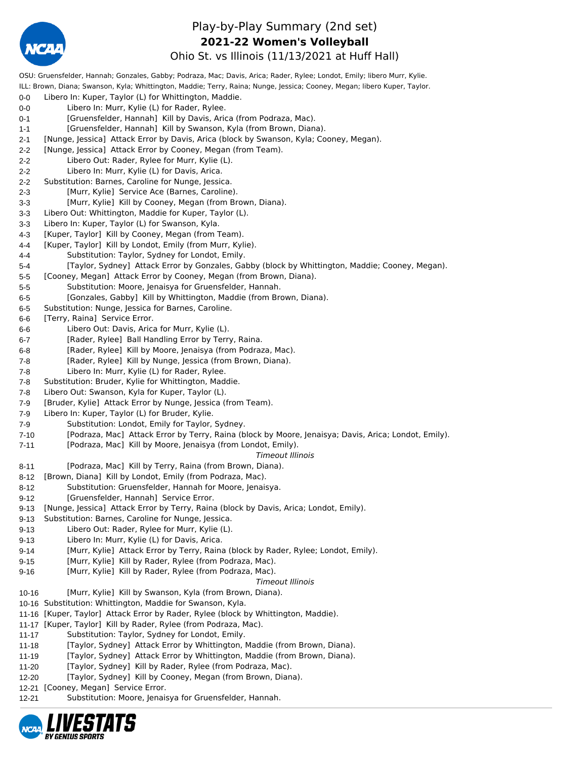# Play-by-Play Summary (2nd set)

## 2021-22 Women's Volleyball

### Ohio St. vs Illinois (11/13/2021 at Huff Hall)

OSU: Gruensfelder, Hannah; Gonzales, Gabby; Podraza, Mac; Davis, Arica; Rader, Rylee; Londot, Emily; libero Murr, Kylie.
ILL: Brown, Diana; Swanson, Kyla; Whittington, Maddie; Terry, Raina; Nunge, Jessica; Cooney, Megan; libero Kuper, Taylor.

| Score | ILL | OSU |
|---|---|---|
| 0-0 | Libero In: Kuper, Taylor (L) for Whittington, Maddie. | |
| 0-0 | | Libero In: Murr, Kylie (L) for Rader, Rylee. |
| 0-1 | | [Gruensfelder, Hannah] Kill by Davis, Arica (from Podraza, Mac). |
| 1-1 | | [Gruensfelder, Hannah] Kill by Swanson, Kyla (from Brown, Diana). |
| 2-1 | [Nunge, Jessica] Attack Error by Davis, Arica (block by Swanson, Kyla; Cooney, Megan). | |
| 2-2 | [Nunge, Jessica] Attack Error by Cooney, Megan (from Team). | |
| 2-2 | | Libero Out: Rader, Rylee for Murr, Kylie (L). |
| 2-2 | | Libero In: Murr, Kylie (L) for Davis, Arica. |
| 2-2 | Substitution: Barnes, Caroline for Nunge, Jessica. | |
| 2-3 | | [Murr, Kylie] Service Ace (Barnes, Caroline). |
| 3-3 | | [Murr, Kylie] Kill by Cooney, Megan (from Brown, Diana). |
| 3-3 | Libero Out: Whittington, Maddie for Kuper, Taylor (L). | |
| 3-3 | Libero In: Kuper, Taylor (L) for Swanson, Kyla. | |
| 4-3 | [Kuper, Taylor] Kill by Cooney, Megan (from Team). | |
| 4-4 | [Kuper, Taylor] Kill by Londot, Emily (from Murr, Kylie). | |
| 4-4 | | Substitution: Taylor, Sydney for Londot, Emily. |
| 5-4 | | [Taylor, Sydney] Attack Error by Gonzales, Gabby (block by Whittington, Maddie; Cooney, Megan). |
| 5-5 | [Cooney, Megan] Attack Error by Cooney, Megan (from Brown, Diana). | |
| 5-5 | | Substitution: Moore, Jenaisya for Gruensfelder, Hannah. |
| 6-5 | | [Gonzales, Gabby] Kill by Whittington, Maddie (from Brown, Diana). |
| 6-5 | Substitution: Nunge, Jessica for Barnes, Caroline. | |
| 6-6 | [Terry, Raina] Service Error. | |
| 6-6 | | Libero Out: Davis, Arica for Murr, Kylie (L). |
| 6-7 | | [Rader, Rylee] Ball Handling Error by Terry, Raina. |
| 6-8 | | [Rader, Rylee] Kill by Moore, Jenaisya (from Podraza, Mac). |
| 7-8 | | [Rader, Rylee] Kill by Nunge, Jessica (from Brown, Diana). |
| 7-8 | | Libero In: Murr, Kylie (L) for Rader, Rylee. |
| 7-8 | Substitution: Bruder, Kylie for Whittington, Maddie. | |
| 7-8 | Libero Out: Swanson, Kyla for Kuper, Taylor (L). | |
| 7-9 | [Bruder, Kylie] Attack Error by Nunge, Jessica (from Team). | |
| 7-9 | Libero In: Kuper, Taylor (L) for Bruder, Kylie. | |
| 7-9 | | Substitution: Londot, Emily for Taylor, Sydney. |
| 7-10 | | [Podraza, Mac] Attack Error by Terry, Raina (block by Moore, Jenaisya; Davis, Arica; Londot, Emily). |
| 7-11 | | [Podraza, Mac] Kill by Moore, Jenaisya (from Londot, Emily). |
| | *Timeout Illinois* | |
| 8-11 | | [Podraza, Mac] Kill by Terry, Raina (from Brown, Diana). |
| 8-12 | [Brown, Diana] Kill by Londot, Emily (from Podraza, Mac). | |
| 8-12 | | Substitution: Gruensfelder, Hannah for Moore, Jenaisya. |
| 9-12 | | [Gruensfelder, Hannah] Service Error. |
| 9-13 | [Nunge, Jessica] Attack Error by Terry, Raina (block by Davis, Arica; Londot, Emily). | |
| 9-13 | Substitution: Barnes, Caroline for Nunge, Jessica. | |
| 9-13 | | Libero Out: Rader, Rylee for Murr, Kylie (L). |
| 9-13 | | Libero In: Murr, Kylie (L) for Davis, Arica. |
| 9-14 | | [Murr, Kylie] Attack Error by Terry, Raina (block by Rader, Rylee; Londot, Emily). |
| 9-15 | | [Murr, Kylie] Kill by Rader, Rylee (from Podraza, Mac). |
| 9-16 | | [Murr, Kylie] Kill by Rader, Rylee (from Podraza, Mac). |
| | *Timeout Illinois* | |
| 10-16 | | [Murr, Kylie] Kill by Swanson, Kyla (from Brown, Diana). |
| 10-16 | Substitution: Whittington, Maddie for Swanson, Kyla. | |
| 11-16 | [Kuper, Taylor] Attack Error by Rader, Rylee (block by Whittington, Maddie). | |
| 11-17 | [Kuper, Taylor] Kill by Rader, Rylee (from Podraza, Mac). | |
| 11-17 | | Substitution: Taylor, Sydney for Londot, Emily. |
| 11-18 | | [Taylor, Sydney] Attack Error by Whittington, Maddie (from Brown, Diana). |
| 11-19 | | [Taylor, Sydney] Attack Error by Whittington, Maddie (from Brown, Diana). |
| 11-20 | | [Taylor, Sydney] Kill by Rader, Rylee (from Podraza, Mac). |
| 12-20 | | [Taylor, Sydney] Kill by Cooney, Megan (from Brown, Diana). |
| 12-21 | [Cooney, Megan] Service Error. | |
| 12-21 | | Substitution: Moore, Jenaisya for Gruensfelder, Hannah. |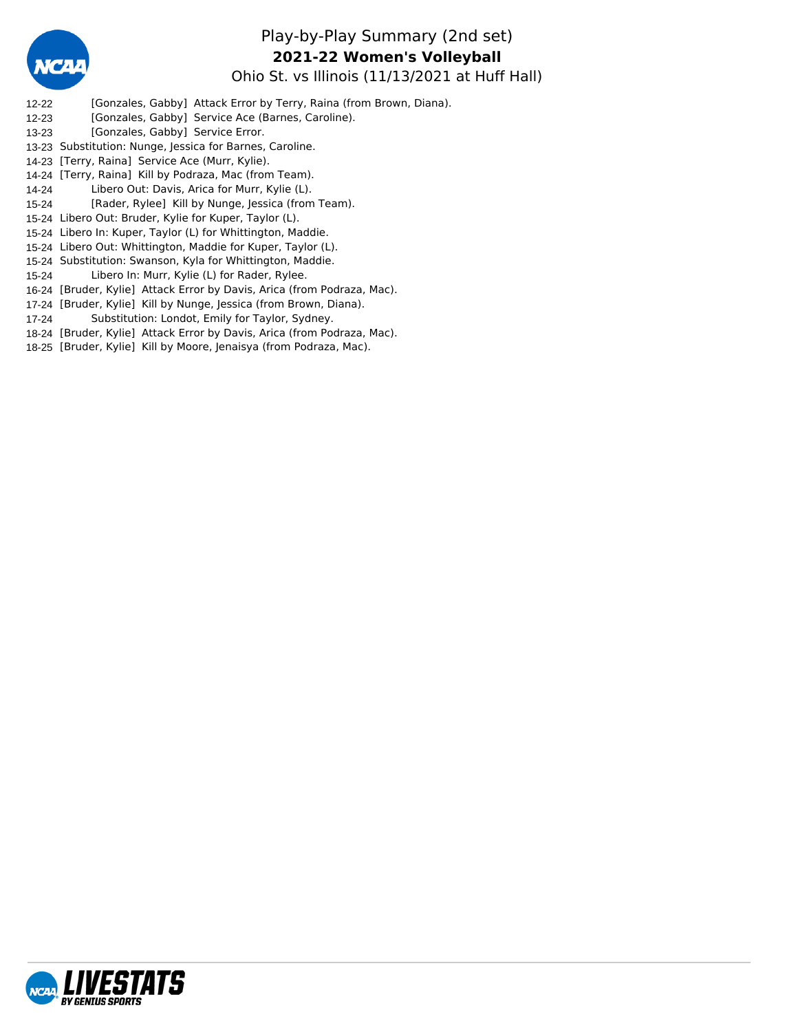# Play-by-Play Summary (2nd set)

**2021-22 Women's Volleyball**

Ohio St. vs Illinois (11/13/2021 at Huff Hall)

12-22 [Gonzales, Gabby] Attack Error by Terry, Raina (from Brown, Diana).
12-23 [Gonzales, Gabby] Service Ace (Barnes, Caroline).
13-23 [Gonzales, Gabby] Service Error.
13-23 Substitution: Nunge, Jessica for Barnes, Caroline.
14-23 [Terry, Raina] Service Ace (Murr, Kylie).
14-24 [Terry, Raina] Kill by Podraza, Mac (from Team).
14-24 Libero Out: Davis, Arica for Murr, Kylie (L).
15-24 [Rader, Rylee] Kill by Nunge, Jessica (from Team).
15-24 Libero Out: Bruder, Kylie for Kuper, Taylor (L).
15-24 Libero In: Kuper, Taylor (L) for Whittington, Maddie.
15-24 Libero Out: Whittington, Maddie for Kuper, Taylor (L).
15-24 Substitution: Swanson, Kyla for Whittington, Maddie.
15-24 Libero In: Murr, Kylie (L) for Rader, Rylee.
16-24 [Bruder, Kylie] Attack Error by Davis, Arica (from Podraza, Mac).
17-24 [Bruder, Kylie] Kill by Nunge, Jessica (from Brown, Diana).
17-24 Substitution: Londot, Emily for Taylor, Sydney.
18-24 [Bruder, Kylie] Attack Error by Davis, Arica (from Podraza, Mac).
18-25 [Bruder, Kylie] Kill by Moore, Jenaisya (from Podraza, Mac).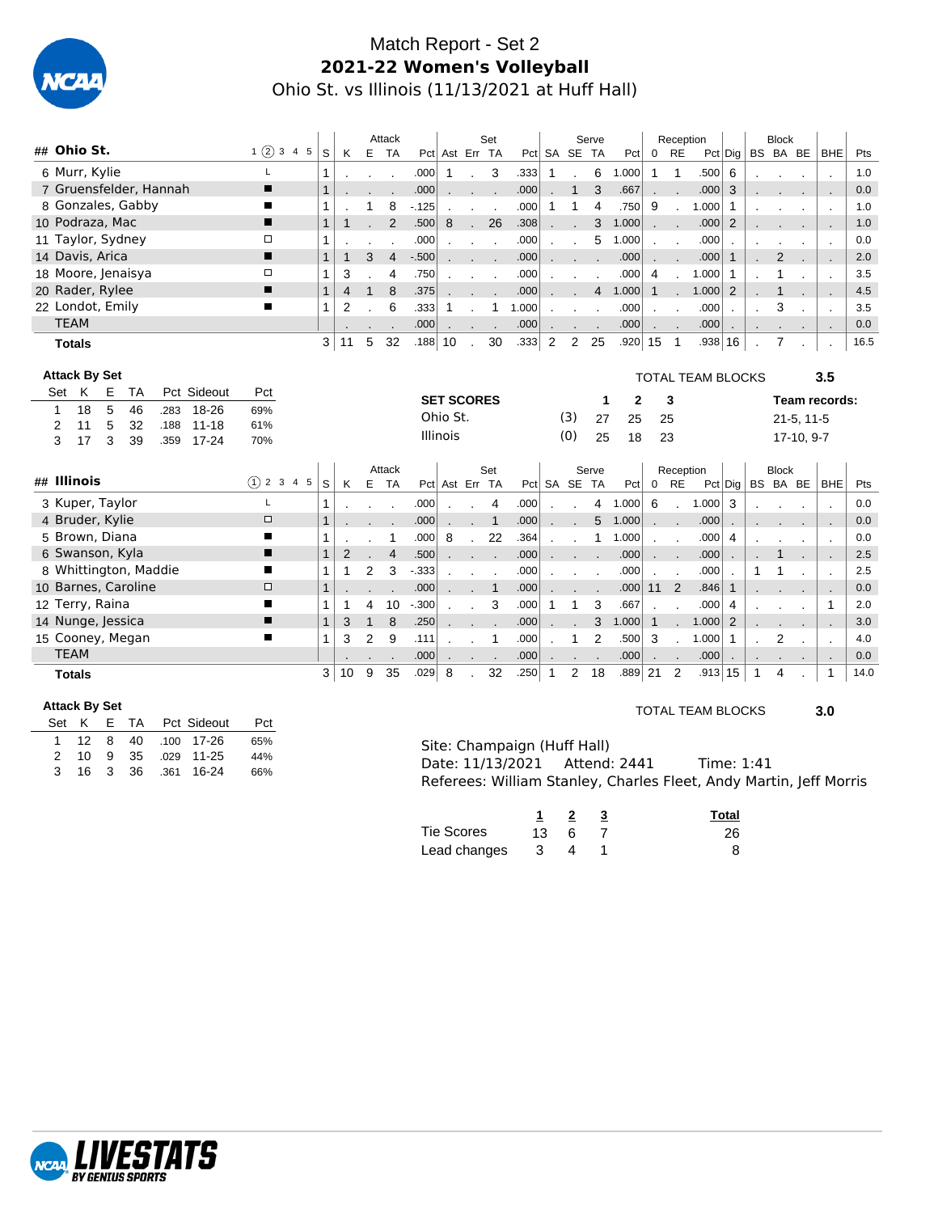# Match Report - Set 2

## 2021-22 Women's Volleyball

Ohio St. vs Illinois (11/13/2021 at Huff Hall)

| ## | Ohio St. | 1 ② 3 4 5 | S | Attack K | E | TA | Pct | Set Ast | Err | TA | Pct | Serve SA | SE | TA | Pct | Reception 0 | RE | Pct | Dig | Block BS | BA | BE | BHE | Pts |
|---|---|---|---|---|---|---|---|---|---|---|---|---|---|---|---|---|---|---|---|---|---|---|---|---|
| 6 | Murr, Kylie | L | 1 | . | . | . | .000 | 1 | . | 3 | .333 | 1 | . | 6 | 1.000 | 1 | 1 | .500 | 6 | . | . | . | . | 1.0 |
| 7 | Gruensfelder, Hannah | ■ | 1 | . | . | . | .000 | . | . | . | .000 | . | 1 | 3 | .667 | . | . | .000 | 3 | . | . | . | . | 0.0 |
| 8 | Gonzales, Gabby | ■ | 1 | . | 1 | 8 | -.125 | . | . | . | .000 | 1 | 1 | 4 | .750 | 9 | . | 1.000 | 1 | . | . | . | . | 1.0 |
| 10 | Podraza, Mac | ■ | 1 | 1 | . | 2 | .500 | 8 | . | 26 | .308 | . | . | 3 | 1.000 | . | . | .000 | 2 | . | . | . | . | 1.0 |
| 11 | Taylor, Sydney | □ | 1 | . | . | . | .000 | . | . | . | .000 | . | . | 5 | 1.000 | . | . | .000 | . | . | . | . | . | 0.0 |
| 14 | Davis, Arica | ■ | 1 | 1 | 3 | 4 | -.500 | . | . | . | .000 | . | . | . | .000 | . | . | .000 | 1 | . | 2 | . | . | 2.0 |
| 18 | Moore, Jenaisya | □ | 1 | 3 | . | 4 | .750 | . | . | . | .000 | . | . | . | .000 | 4 | . | 1.000 | 1 | . | 1 | . | . | 3.5 |
| 20 | Rader, Rylee | ■ | 1 | 4 | 1 | 8 | .375 | . | . | . | .000 | . | . | 4 | 1.000 | 1 | . | 1.000 | 2 | . | 1 | . | . | 4.5 |
| 22 | Londot, Emily | ■ | 1 | 2 | . | 6 | .333 | 1 | . | 1 | 1.000 | . | . | . | .000 | . | . | .000 | . | . | 3 | . | . | 3.5 |
| | TEAM | | | . | . | . | .000 | . | . | . | .000 | . | . | . | .000 | . | . | .000 | . | . | . | . | . | 0.0 |
| | **Totals** | | 3 | 11 | 5 | 32 | .188 | 10 | . | 30 | .333 | 2 | 2 | 25 | .920 | 15 | 1 | .938 | 16 | . | 7 | . | . | 16.5 |

**Attack By Set**

| Set | K | E | TA | Pct | Sideout | Pct |
|---|---|---|---|---|---|---|
| 1 | 18 | 5 | 46 | .283 | 18-26 | 69% |
| 2 | 11 | 5 | 32 | .188 | 11-18 | 61% |
| 3 | 17 | 3 | 39 | .359 | 17-24 | 70% |

TOTAL TEAM BLOCKS 3.5

**SET SCORES**

| | | 1 | 2 | 3 | Team records: |
|---|---|---|---|---|---|
| Ohio St. | (3) | 27 | 25 | 25 | 21-5, 11-5 |
| Illinois | (0) | 25 | 18 | 23 | 17-10, 9-7 |

| ## | Illinois | ① 2 3 4 5 | S | Attack K | E | TA | Pct | Set Ast | Err | TA | Pct | Serve SA | SE | TA | Pct | Reception 0 | RE | Pct | Dig | Block BS | BA | BE | BHE | Pts |
|---|---|---|---|---|---|---|---|---|---|---|---|---|---|---|---|---|---|---|---|---|---|---|---|---|
| 3 | Kuper, Taylor | L | 1 | . | . | . | .000 | . | . | 4 | .000 | . | . | 4 | 1.000 | 6 | . | 1.000 | 3 | . | . | . | . | 0.0 |
| 4 | Bruder, Kylie | □ | 1 | . | . | . | .000 | . | . | 1 | .000 | . | . | 5 | 1.000 | . | . | .000 | . | . | . | . | . | 0.0 |
| 5 | Brown, Diana | ■ | 1 | . | . | 1 | .000 | 8 | . | 22 | .364 | . | . | 1 | 1.000 | . | . | .000 | 4 | . | . | . | . | 0.0 |
| 6 | Swanson, Kyla | ■ | 1 | 2 | . | 4 | .500 | . | . | . | .000 | . | . | . | .000 | . | . | .000 | . | . | 1 | . | . | 2.5 |
| 8 | Whittington, Maddie | ■ | 1 | 1 | 2 | 3 | -.333 | . | . | . | .000 | . | . | . | .000 | . | . | .000 | . | 1 | 1 | . | . | 2.5 |
| 10 | Barnes, Caroline | □ | 1 | . | . | . | .000 | . | . | 1 | .000 | . | . | . | .000 | 11 | 2 | .846 | 1 | . | . | . | . | 0.0 |
| 12 | Terry, Raina | ■ | 1 | 1 | 4 | 10 | -.300 | . | . | 3 | .000 | 1 | 1 | 3 | .667 | . | . | .000 | 4 | . | . | . | 1 | 2.0 |
| 14 | Nunge, Jessica | ■ | 1 | 3 | 1 | 8 | .250 | . | . | . | .000 | . | . | 3 | 1.000 | 1 | . | 1.000 | 2 | . | . | . | . | 3.0 |
| 15 | Cooney, Megan | ■ | 1 | 3 | 2 | 9 | .111 | . | . | 1 | .000 | . | 1 | 2 | .500 | 3 | . | 1.000 | 1 | . | 2 | . | . | 4.0 |
| | TEAM | | | . | . | . | .000 | . | . | . | .000 | . | . | . | .000 | . | . | .000 | . | . | . | . | . | 0.0 |
| | **Totals** | | 3 | 10 | 9 | 35 | .029 | 8 | . | 32 | .250 | 1 | 2 | 18 | .889 | 21 | 2 | .913 | 15 | 1 | 4 | . | 1 | 14.0 |

**Attack By Set**

| Set | K | E | TA | Pct | Sideout | Pct |
|---|---|---|---|---|---|---|
| 1 | 12 | 8 | 40 | .100 | 17-26 | 65% |
| 2 | 10 | 9 | 35 | .029 | 11-25 | 44% |
| 3 | 16 | 3 | 36 | .361 | 16-24 | 66% |

TOTAL TEAM BLOCKS 3.0

Site: Champaign (Huff Hall)
Date: 11/13/2021 Attend: 2441 Time: 1:41
Referees: William Stanley, Charles Fleet, Andy Martin, Jeff Morris

| | 1 | 2 | 3 | Total |
|---|---|---|---|---|
| Tie Scores | 13 | 6 | 7 | 26 |
| Lead changes | 3 | 4 | 1 | 8 |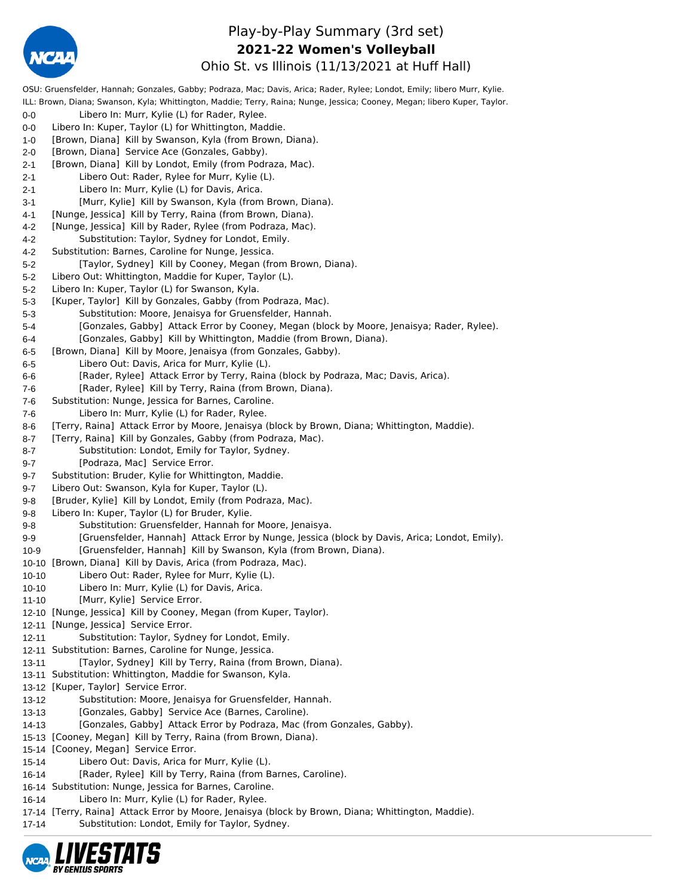# Play-by-Play Summary (3rd set)

## 2021-22 Women's Volleyball

### Ohio St. vs Illinois (11/13/2021 at Huff Hall)

OSU: Gruensfelder, Hannah; Gonzales, Gabby; Podraza, Mac; Davis, Arica; Rader, Rylee; Londot, Emily; libero Murr, Kylie.
ILL: Brown, Diana; Swanson, Kyla; Whittington, Maddie; Terry, Raina; Nunge, Jessica; Cooney, Megan; libero Kuper, Taylor.

| Score | Play |
|---|---|
| 0-0 | Libero In: Murr, Kylie (L) for Rader, Rylee. |
| 0-0 | Libero In: Kuper, Taylor (L) for Whittington, Maddie. |
| 1-0 | [Brown, Diana] Kill by Swanson, Kyla (from Brown, Diana). |
| 2-0 | [Brown, Diana] Service Ace (Gonzales, Gabby). |
| 2-1 | [Brown, Diana] Kill by Londot, Emily (from Podraza, Mac). |
| 2-1 | Libero Out: Rader, Rylee for Murr, Kylie (L). |
| 2-1 | Libero In: Murr, Kylie (L) for Davis, Arica. |
| 3-1 | [Murr, Kylie] Kill by Swanson, Kyla (from Brown, Diana). |
| 4-1 | [Nunge, Jessica] Kill by Terry, Raina (from Brown, Diana). |
| 4-2 | [Nunge, Jessica] Kill by Rader, Rylee (from Podraza, Mac). |
| 4-2 | Substitution: Taylor, Sydney for Londot, Emily. |
| 4-2 | Substitution: Barnes, Caroline for Nunge, Jessica. |
| 5-2 | [Taylor, Sydney] Kill by Cooney, Megan (from Brown, Diana). |
| 5-2 | Libero Out: Whittington, Maddie for Kuper, Taylor (L). |
| 5-2 | Libero In: Kuper, Taylor (L) for Swanson, Kyla. |
| 5-3 | [Kuper, Taylor] Kill by Gonzales, Gabby (from Podraza, Mac). |
| 5-3 | Substitution: Moore, Jenaisya for Gruensfelder, Hannah. |
| 5-4 | [Gonzales, Gabby] Attack Error by Cooney, Megan (block by Moore, Jenaisya; Rader, Rylee). |
| 6-4 | [Gonzales, Gabby] Kill by Whittington, Maddie (from Brown, Diana). |
| 6-5 | [Brown, Diana] Kill by Moore, Jenaisya (from Gonzales, Gabby). |
| 6-5 | Libero Out: Davis, Arica for Murr, Kylie (L). |
| 6-6 | [Rader, Rylee] Attack Error by Terry, Raina (block by Podraza, Mac; Davis, Arica). |
| 7-6 | [Rader, Rylee] Kill by Terry, Raina (from Brown, Diana). |
| 7-6 | Substitution: Nunge, Jessica for Barnes, Caroline. |
| 7-6 | Libero In: Murr, Kylie (L) for Rader, Rylee. |
| 8-6 | [Terry, Raina] Attack Error by Moore, Jenaisya (block by Brown, Diana; Whittington, Maddie). |
| 8-7 | [Terry, Raina] Kill by Gonzales, Gabby (from Podraza, Mac). |
| 8-7 | Substitution: Londot, Emily for Taylor, Sydney. |
| 9-7 | [Podraza, Mac] Service Error. |
| 9-7 | Substitution: Bruder, Kylie for Whittington, Maddie. |
| 9-7 | Libero Out: Swanson, Kyla for Kuper, Taylor (L). |
| 9-8 | [Bruder, Kylie] Kill by Londot, Emily (from Podraza, Mac). |
| 9-8 | Libero In: Kuper, Taylor (L) for Bruder, Kylie. |
| 9-8 | Substitution: Gruensfelder, Hannah for Moore, Jenaisya. |
| 9-9 | [Gruensfelder, Hannah] Attack Error by Nunge, Jessica (block by Davis, Arica; Londot, Emily). |
| 10-9 | [Gruensfelder, Hannah] Kill by Swanson, Kyla (from Brown, Diana). |
| 10-10 | [Brown, Diana] Kill by Davis, Arica (from Podraza, Mac). |
| 10-10 | Libero Out: Rader, Rylee for Murr, Kylie (L). |
| 10-10 | Libero In: Murr, Kylie (L) for Davis, Arica. |
| 11-10 | [Murr, Kylie] Service Error. |
| 12-10 | [Nunge, Jessica] Kill by Cooney, Megan (from Kuper, Taylor). |
| 12-11 | [Nunge, Jessica] Service Error. |
| 12-11 | Substitution: Taylor, Sydney for Londot, Emily. |
| 12-11 | Substitution: Barnes, Caroline for Nunge, Jessica. |
| 13-11 | [Taylor, Sydney] Kill by Terry, Raina (from Brown, Diana). |
| 13-11 | Substitution: Whittington, Maddie for Swanson, Kyla. |
| 13-12 | [Kuper, Taylor] Service Error. |
| 13-12 | Substitution: Moore, Jenaisya for Gruensfelder, Hannah. |
| 13-13 | [Gonzales, Gabby] Service Ace (Barnes, Caroline). |
| 14-13 | [Gonzales, Gabby] Attack Error by Podraza, Mac (from Gonzales, Gabby). |
| 15-13 | [Cooney, Megan] Kill by Terry, Raina (from Brown, Diana). |
| 15-14 | [Cooney, Megan] Service Error. |
| 15-14 | Libero Out: Davis, Arica for Murr, Kylie (L). |
| 16-14 | [Rader, Rylee] Kill by Terry, Raina (from Barnes, Caroline). |
| 16-14 | Substitution: Nunge, Jessica for Barnes, Caroline. |
| 16-14 | Libero In: Murr, Kylie (L) for Rader, Rylee. |
| 17-14 | [Terry, Raina] Attack Error by Moore, Jenaisya (block by Brown, Diana; Whittington, Maddie). |
| 17-14 | Substitution: Londot, Emily for Taylor, Sydney. |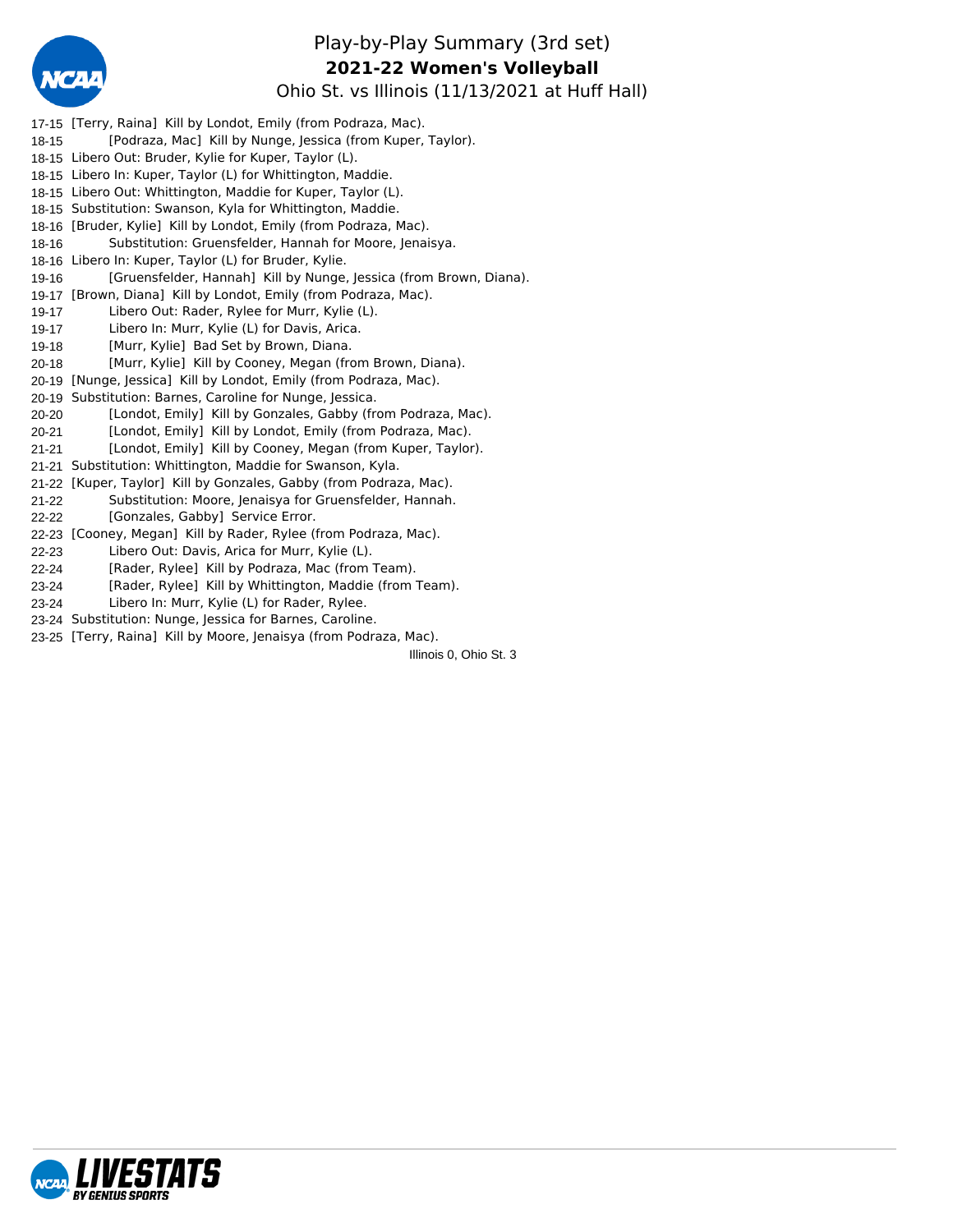# Play-by-Play Summary (3rd set)

## 2021-22 Women's Volleyball

### Ohio St. vs Illinois (11/13/2021 at Huff Hall)

17-15 [Terry, Raina] Kill by Londot, Emily (from Podraza, Mac).
18-15 [Podraza, Mac] Kill by Nunge, Jessica (from Kuper, Taylor).
18-15 Libero Out: Bruder, Kylie for Kuper, Taylor (L).
18-15 Libero In: Kuper, Taylor (L) for Whittington, Maddie.
18-15 Libero Out: Whittington, Maddie for Kuper, Taylor (L).
18-15 Substitution: Swanson, Kyla for Whittington, Maddie.
18-16 [Bruder, Kylie] Kill by Londot, Emily (from Podraza, Mac).
18-16 Substitution: Gruensfelder, Hannah for Moore, Jenaisya.
18-16 Libero In: Kuper, Taylor (L) for Bruder, Kylie.
19-16 [Gruensfelder, Hannah] Kill by Nunge, Jessica (from Brown, Diana).
19-17 [Brown, Diana] Kill by Londot, Emily (from Podraza, Mac).
19-17 Libero Out: Rader, Rylee for Murr, Kylie (L).
19-17 Libero In: Murr, Kylie (L) for Davis, Arica.
19-18 [Murr, Kylie] Bad Set by Brown, Diana.
20-18 [Murr, Kylie] Kill by Cooney, Megan (from Brown, Diana).
20-19 [Nunge, Jessica] Kill by Londot, Emily (from Podraza, Mac).
20-19 Substitution: Barnes, Caroline for Nunge, Jessica.
20-20 [Londot, Emily] Kill by Gonzales, Gabby (from Podraza, Mac).
20-21 [Londot, Emily] Kill by Londot, Emily (from Podraza, Mac).
21-21 [Londot, Emily] Kill by Cooney, Megan (from Kuper, Taylor).
21-21 Substitution: Whittington, Maddie for Swanson, Kyla.
21-22 [Kuper, Taylor] Kill by Gonzales, Gabby (from Podraza, Mac).
21-22 Substitution: Moore, Jenaisya for Gruensfelder, Hannah.
22-22 [Gonzales, Gabby] Service Error.
22-23 [Cooney, Megan] Kill by Rader, Rylee (from Podraza, Mac).
22-23 Libero Out: Davis, Arica for Murr, Kylie (L).
22-24 [Rader, Rylee] Kill by Podraza, Mac (from Team).
23-24 [Rader, Rylee] Kill by Whittington, Maddie (from Team).
23-24 Libero In: Murr, Kylie (L) for Rader, Rylee.
23-24 Substitution: Nunge, Jessica for Barnes, Caroline.
23-25 [Terry, Raina] Kill by Moore, Jenaisya (from Podraza, Mac).

Illinois 0, Ohio St. 3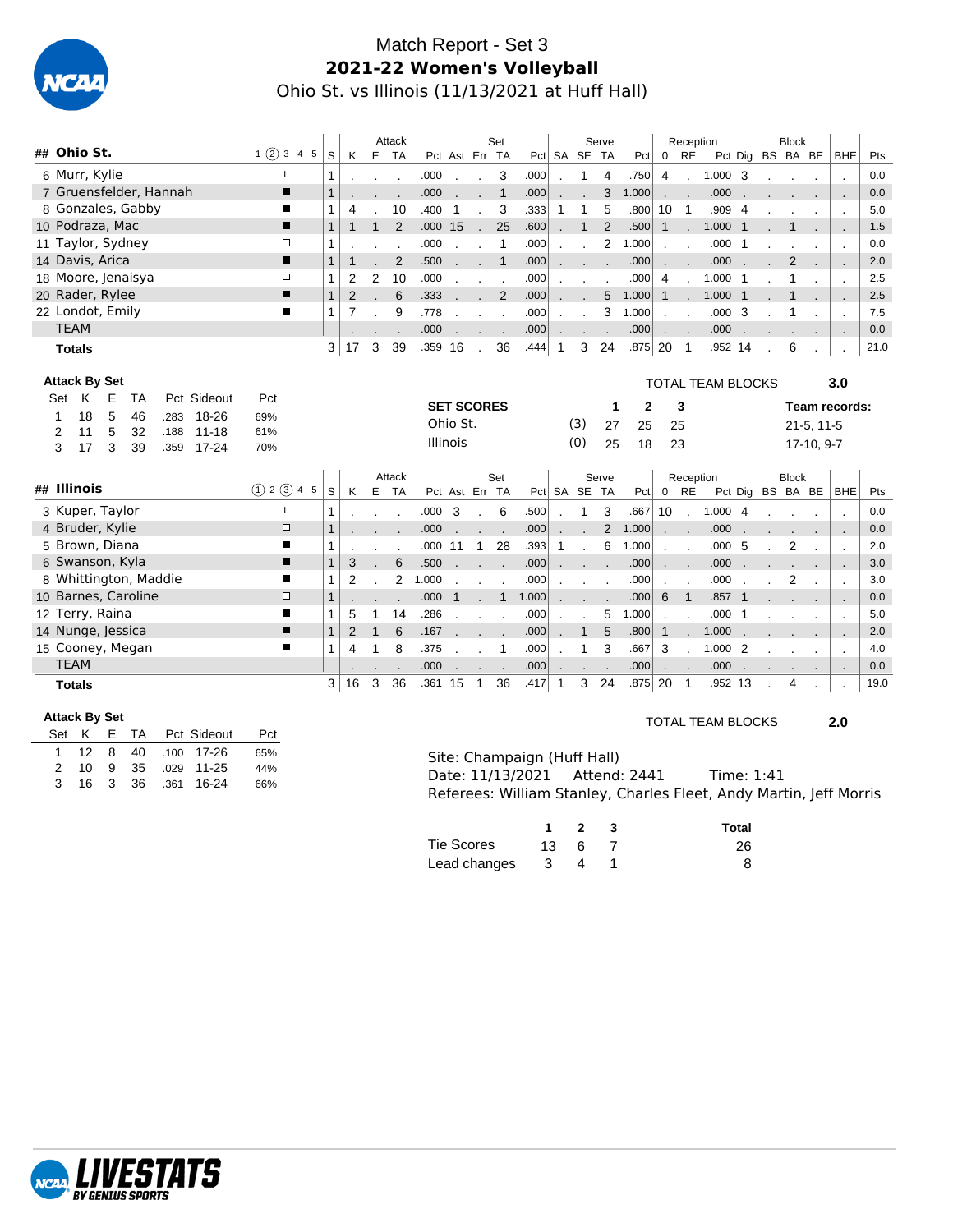# Match Report - Set 3

## 2021-22 Women's Volleyball

Ohio St. vs Illinois (11/13/2021 at Huff Hall)

| ## | Ohio St. | 1 ② 3 4 5 | S | Attack K | E | TA | Pct | Set Ast | Err | TA | Pct | Serve SA | SE | TA | Pct | Reception 0 | RE | Pct | Dig | Block BS | BA | BE | BHE | Pts |
|---|---|---|---|---|---|---|---|---|---|---|---|---|---|---|---|---|---|---|---|---|---|---|---|---|
| 6 | Murr, Kylie | L | 1 | . | . | . | .000 | . | . | 3 | .000 | . | 1 | 4 | .750 | 4 | . | 1.000 | 3 | . | . | . | . | 0.0 |
| 7 | Gruensfelder, Hannah | ■ | 1 | . | . | . | .000 | . | . | 1 | .000 | . | . | 3 | 1.000 | . | . | .000 | . | . | . | . | . | 0.0 |
| 8 | Gonzales, Gabby | ■ | 1 | 4 | . | 10 | .400 | 1 | . | 3 | .333 | 1 | 1 | 5 | .800 | 10 | 1 | .909 | 4 | . | . | . | . | 5.0 |
| 10 | Podraza, Mac | ■ | 1 | 1 | 1 | 2 | .000 | 15 | . | 25 | .600 | . | 1 | 2 | .500 | 1 | . | 1.000 | 1 | . | 1 | . | . | 1.5 |
| 11 | Taylor, Sydney | □ | 1 | . | . | . | .000 | . | . | 1 | .000 | . | . | 2 | 1.000 | . | . | .000 | 1 | . | . | . | . | 0.0 |
| 14 | Davis, Arica | ■ | 1 | 1 | . | 2 | .500 | . | . | 1 | .000 | . | . | . | .000 | . | . | .000 | . | . | 2 | . | . | 2.0 |
| 18 | Moore, Jenaisya | □ | 1 | 2 | 2 | 10 | .000 | . | . | . | .000 | . | . | . | .000 | 4 | . | 1.000 | 1 | . | 1 | . | . | 2.5 |
| 20 | Rader, Rylee | ■ | 1 | 2 | . | 6 | .333 | . | . | 2 | .000 | . | . | 5 | 1.000 | 1 | . | 1.000 | 1 | . | 1 | . | . | 2.5 |
| 22 | Londot, Emily | ■ | 1 | 7 | . | 9 | .778 | . | . | . | .000 | . | . | 3 | 1.000 | . | . | .000 | 3 | . | 1 | . | . | 7.5 |
| | TEAM | | | . | . | . | .000 | . | . | . | .000 | . | . | . | .000 | . | . | .000 | . | . | . | . | . | 0.0 |
| | **Totals** | | 3 | 17 | 3 | 39 | .359 | 16 | . | 36 | .444 | 1 | 3 | 24 | .875 | 20 | 1 | .952 | 14 | . | 6 | . | . | 21.0 |

**Attack By Set**

| Set | K | E | TA | Pct | Sideout | Pct |
|---|---|---|---|---|---|---|
| 1 | 18 | 5 | 46 | .283 | 18-26 | 69% |
| 2 | 11 | 5 | 32 | .188 | 11-18 | 61% |
| 3 | 17 | 3 | 39 | .359 | 17-24 | 70% |

TOTAL TEAM BLOCKS 3.0

| SET SCORES | | 1 | 2 | 3 | Team records: |
|---|---|---|---|---|---|
| Ohio St. | (3) | 27 | 25 | 25 | 21-5, 11-5 |
| Illinois | (0) | 25 | 18 | 23 | 17-10, 9-7 |

| ## | Illinois | ① 2 ③ 4 5 | S | Attack K | E | TA | Pct | Set Ast | Err | TA | Pct | Serve SA | SE | TA | Pct | Reception 0 | RE | Pct | Dig | Block BS | BA | BE | BHE | Pts |
|---|---|---|---|---|---|---|---|---|---|---|---|---|---|---|---|---|---|---|---|---|---|---|---|---|
| 3 | Kuper, Taylor | L | 1 | . | . | . | .000 | 3 | . | 6 | .500 | . | 1 | 3 | .667 | 10 | . | 1.000 | 4 | . | . | . | . | 0.0 |
| 4 | Bruder, Kylie | □ | 1 | . | . | . | .000 | . | . | . | .000 | . | . | 2 | 1.000 | . | . | .000 | . | . | . | . | . | 0.0 |
| 5 | Brown, Diana | ■ | 1 | . | . | . | .000 | 11 | 1 | 28 | .393 | 1 | . | 6 | 1.000 | . | . | .000 | 5 | . | 2 | . | . | 2.0 |
| 6 | Swanson, Kyla | ■ | 1 | 3 | . | 6 | .500 | . | . | . | .000 | . | . | . | .000 | . | . | .000 | . | . | . | . | . | 3.0 |
| 8 | Whittington, Maddie | ■ | 1 | 2 | . | 2 | 1.000 | . | . | . | .000 | . | . | . | .000 | . | . | .000 | . | . | 2 | . | . | 3.0 |
| 10 | Barnes, Caroline | □ | 1 | . | . | . | .000 | 1 | . | 1 | 1.000 | . | . | . | .000 | 6 | 1 | .857 | 1 | . | . | . | . | 0.0 |
| 12 | Terry, Raina | ■ | 1 | 5 | 1 | 14 | .286 | . | . | . | .000 | . | . | 5 | 1.000 | . | . | .000 | 1 | . | . | . | . | 5.0 |
| 14 | Nunge, Jessica | ■ | 1 | 2 | 1 | 6 | .167 | . | . | . | .000 | . | 1 | 5 | .800 | 1 | . | 1.000 | . | . | . | . | . | 2.0 |
| 15 | Cooney, Megan | ■ | 1 | 4 | 1 | 8 | .375 | . | . | 1 | .000 | . | 1 | 3 | .667 | 3 | . | 1.000 | 2 | . | . | . | . | 4.0 |
| | TEAM | | | . | . | . | .000 | . | . | . | .000 | . | . | . | .000 | . | . | .000 | . | . | . | . | . | 0.0 |
| | **Totals** | | 3 | 16 | 3 | 36 | .361 | 15 | 1 | 36 | .417 | 1 | 3 | 24 | .875 | 20 | 1 | .952 | 13 | . | 4 | . | . | 19.0 |

**Attack By Set**

| Set | K | E | TA | Pct | Sideout | Pct |
|---|---|---|---|---|---|---|
| 1 | 12 | 8 | 40 | .100 | 17-26 | 65% |
| 2 | 10 | 9 | 35 | .029 | 11-25 | 44% |
| 3 | 16 | 3 | 36 | .361 | 16-24 | 66% |

TOTAL TEAM BLOCKS 2.0

Site: Champaign (Huff Hall)
Date: 11/13/2021 Attend: 2441 Time: 1:41
Referees: William Stanley, Charles Fleet, Andy Martin, Jeff Morris

| | 1 | 2 | 3 | Total |
|---|---|---|---|---|
| Tie Scores | 13 | 6 | 7 | 26 |
| Lead changes | 3 | 4 | 1 | 8 |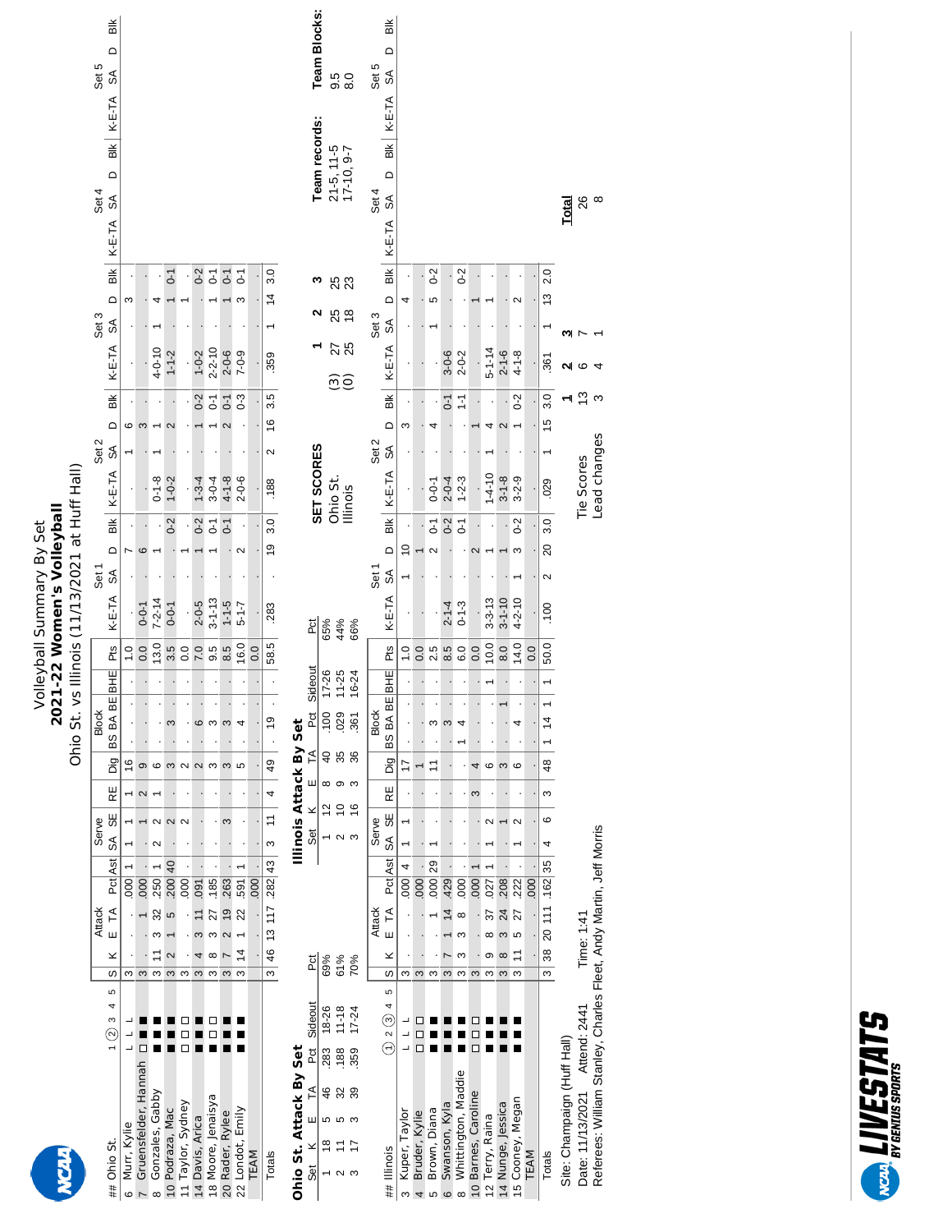# Volleyball Summary By Set
## 2021-22 Women's Volleyball
### Ohio St. vs Illinois (11/13/2021 at Huff Hall)

| ## | Ohio St. | 1 ② 3 4 5 | S | Attack K | E | TA | Pct | Ast | Serve SA | SE | RE | Dig | Block BS | BA | BE | BHE | Pts | Set 1 K-E-TA | SA | D | Blk | Set 2 K-E-TA | SA | D | Blk | Set 3 K-E-TA | SA | D | Blk | Set 4 K-E-TA | SA | D | Blk | Set 5 K-E-TA | SA | D | Blk |
|---|---|---|---|---|---|---|---|---|---|---|---|---|---|---|---|---|---|---|---|---|---|---|---|---|---|---|---|---|---|---|---|---|---|---|---|---|---|
| 6 | Murr, Kylie | L L L | 3 | . | . | . | .000 | 1 | 1 | 1 | 1 | 16 | . | . | . | . | 1.0 | . | . | 7 | . | . | 1 | 6 | . | . | . | 3 | . | | | | | | | | |
| 7 | Gruensfelder, Hannah | □ ■ ■ | 3 | . | . | 1 | .000 | . | . | 1 | 2 | 9 | . | . | . | . | 0.0 | 0-0-1 | . | 6 | . | . | . | 3 | . | . | . | . | . | | | | | | | | |
| 8 | Gonzales, Gabby | ■ ■ ■ | 3 | 11 | 3 | 32 | .250 | 1 | 2 | 2 | 1 | 6 | . | . | . | . | 13.0 | 7-2-14 | . | 1 | . | 0-1-8 | 1 | 1 | . | 4-0-10 | 1 | 4 | . | | | | | | | | |
| 10 | Podraza, Mac | ■ ■ ■ | 3 | 2 | 1 | 5 | .200 | 40 | . | 2 | . | 3 | . | 3 | . | . | 3.5 | 0-0-1 | . | . | 0-2 | 1-0-2 | . | 2 | . | 1-1-2 | . | 1 | 0-1 | | | | | | | | |
| 11 | Taylor, Sydney | □ □ □ | 3 | . | . | . | .000 | . | . | 2 | . | 2 | . | . | . | . | 0.0 | . | . | 1 | . | . | . | . | . | . | . | 1 | . | | | | | | | | |
| 14 | Davis, Arica | ■ ■ ■ | 3 | 4 | 3 | 11 | .091 | . | . | . | . | 2 | . | 6 | . | . | 7.0 | 2-0-5 | . | 1 | 0-2 | 1-3-4 | . | 1 | 0-2 | 1-0-2 | . | . | 0-2 | | | | | | | | |
| 18 | Moore, Jenaisya | ■ □ □ | 3 | 8 | 3 | 27 | .185 | . | . | . | . | 3 | . | 3 | . | . | 9.5 | 3-1-13 | . | 1 | 0-1 | 3-0-4 | . | 1 | 0-1 | 2-2-10 | . | 1 | 0-1 | | | | | | | | |
| 20 | Rader, Rylee | ■ ■ ■ | 3 | 7 | 2 | 19 | .263 | . | . | 3 | . | 3 | . | 3 | . | . | 8.5 | 1-1-5 | . | . | 0-1 | 4-1-8 | . | 2 | 0-1 | 2-0-6 | . | 1 | 0-1 | | | | | | | | |
| 22 | Londot, Emily | ■ ■ ■ | 3 | 14 | 1 | 22 | .591 | 1 | . | . | . | 5 | . | 4 | . | . | 16.0 | 5-1-7 | . | 2 | . | 2-0-6 | . | . | 0-3 | 7-0-9 | . | 3 | 0-1 | | | | | | | | |
| | TEAM | | | . | . | . | .000 | . | . | . | . | . | . | . | . | . | 0.0 | . | . | . | . | . | . | . | . | . | . | . | . | | | | | | | | |
| | Totals | | 3 | 46 | 13 | 117 | .282 | 43 | 3 | 11 | 4 | 49 | . | 19 | . | . | 58.5 | .283 | . | 19 | 3.0 | .188 | 2 | 16 | 3.5 | .359 | 1 | 14 | 3.0 | | | | | | | | |

**Ohio St. Attack By Set**

| Set | K | E | TA | Pct | Sideout | Pct |
|---|---|---|---|---|---|---|
| 1 | 18 | 5 | 46 | .283 | 18-26 | 69% |
| 2 | 11 | 5 | 32 | .188 | 11-18 | 61% |
| 3 | 17 | 3 | 39 | .359 | 17-24 | 70% |

**Illinois Attack By Set**

| Set | K | E | TA | Pct | Sideout | Pct |
|---|---|---|---|---|---|---|
| 1 | 12 | 8 | 40 | .100 | 17-26 | 65% |
| 2 | 10 | 9 | 35 | .029 | 11-25 | 44% |
| 3 | 16 | 3 | 36 | .361 | 16-24 | 66% |

| ## | Illinois | ① 2 ③ 4 5 | S | Attack K | E | TA | Pct | Ast | Serve SA | SE | RE | Dig | Block BS | BA | BE | BHE | Pts | Set 1 K-E-TA | SA | D | Blk | Set 2 K-E-TA | SA | D | Blk | Set 3 K-E-TA | SA | D | Blk | Set 4 K-E-TA | SA | D | Blk | Set 5 K-E-TA | SA | D | Blk |
|---|---|---|---|---|---|---|---|---|---|---|---|---|---|---|---|---|---|---|---|---|---|---|---|---|---|---|---|---|---|---|---|---|---|---|---|---|---|
| 3 | Kuper, Taylor | L L L | 3 | . | . | . | .000 | 4 | 1 | 1 | . | 17 | . | . | . | . | 1.0 | . | 1 | 10 | . | . | . | 3 | . | . | . | 4 | . | | | | | | | | |
| 4 | Bruder, Kylie | □ □ □ | 3 | . | . | . | .000 | . | . | . | . | 1 | . | . | . | . | 0.0 | . | . | 1 | . | . | . | . | . | . | . | . | . | | | | | | | | |
| 5 | Brown, Diana | ■ ■ ■ | 3 | . | . | 1 | .000 | 29 | 1 | . | . | 11 | . | 3 | . | . | 2.5 | . | . | 2 | 0-1 | 0-0-1 | . | 4 | . | . | 1 | 5 | 0-2 | | | | | | | | |
| 6 | Swanson, Kyla | ■ ■ ■ | 3 | 7 | 1 | 14 | .429 | . | . | . | . | . | . | 3 | . | . | 8.5 | 2-1-4 | . | . | 0-2 | 2-0-4 | . | . | 0-1 | 3-0-6 | . | . | . | | | | | | | | |
| 8 | Whittington, Maddie | ■ ■ ■ | 3 | 3 | 3 | 8 | .000 | . | . | . | . | . | 1 | 4 | . | . | 6.0 | 0-1-3 | . | . | 0-1 | 1-2-3 | . | . | 1-1 | 2-0-2 | . | . | 0-2 | | | | | | | | |
| 10 | Barnes, Caroline | □ □ □ | 3 | . | . | . | .000 | 1 | . | . | 3 | 4 | . | . | . | . | 0.0 | . | . | 2 | . | . | . | 1 | . | . | . | 1 | . | | | | | | | | |
| 12 | Terry, Raina | ■ ■ ■ | 3 | 9 | 8 | 37 | .027 | 1 | 1 | 2 | . | 6 | . | . | . | 1 | 10.0 | 3-3-13 | . | 1 | . | 1-4-10 | 1 | 4 | . | 5-1-14 | . | 1 | . | | | | | | | | |
| 14 | Nunge, Jessica | ■ ■ ■ | 3 | 8 | 3 | 24 | .208 | . | . | 1 | . | 3 | . | . | 1 | . | 8.0 | 3-1-10 | . | 1 | . | 3-1-8 | . | 2 | . | 2-1-6 | . | . | . | | | | | | | | |
| 15 | Cooney, Megan | ■ ■ ■ | 3 | 11 | 5 | 27 | .222 | . | 1 | 2 | . | 6 | . | 4 | . | . | 14.0 | 4-2-10 | 1 | 3 | 0-2 | 3-2-9 | . | 1 | 0-2 | 4-1-8 | . | 2 | . | | | | | | | | |
| | TEAM | | | . | . | . | .000 | . | . | . | . | . | . | . | . | . | 0.0 | . | . | . | . | . | . | . | . | . | . | . | . | | | | | | | | |
| | Totals | | 3 | 38 | 20 | 111 | .162 | 35 | 4 | 6 | 3 | 48 | 1 | 14 | 1 | 1 | 50.0 | .100 | 2 | 20 | 3.0 | .029 | 1 | 15 | 3.0 | .361 | 1 | 13 | 2.0 | | | | | | | | |

**SET SCORES**

| | | 1 | 2 | 3 |
|---|---|---|---|---|
| Ohio St. | (3) | 27 | 25 | 25 |
| Illinois | (0) | 25 | 18 | 23 |

| Team records: | Team Blocks: |
|---|---|
| 21-5, 11-5 | 9.5 |
| 17-10, 9-7 | 8.0 |

| | 1 | 2 | 3 | Total |
|---|---|---|---|---|
| Tie Scores | 13 | 6 | 7 | 26 |
| Lead changes | 3 | 4 | 1 | 8 |

Site: Champaign (Huff Hall)
Date: 11/13/2021 Attend: 2441 Time: 1:41
Referees: William Stanley, Charles Fleet, Andy Martin, Jeff Morris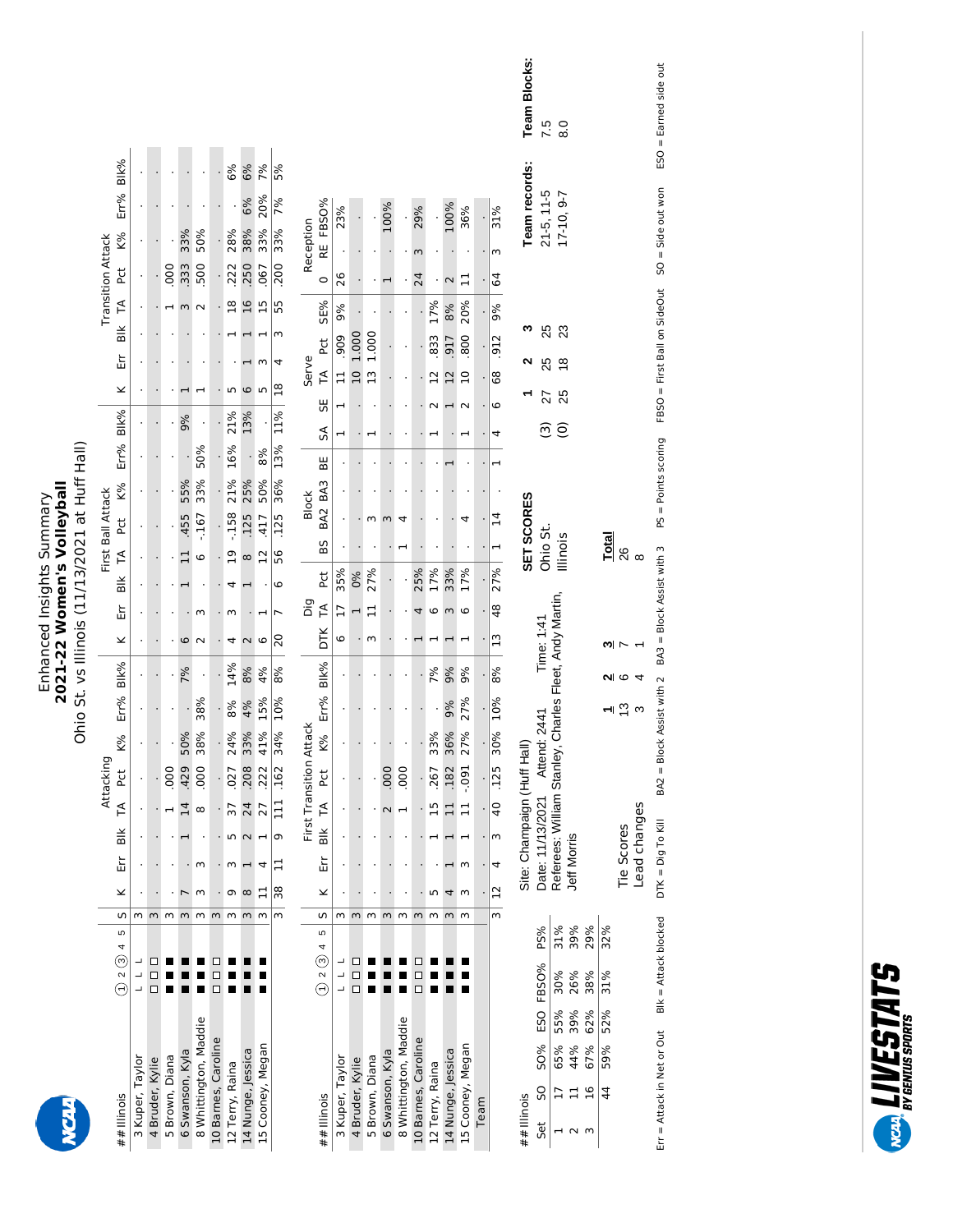# Enhanced Insights Summary
## 2021-22 Women's Volleyball
### Ohio St. vs Illinois (11/13/2021 at Huff Hall)

| ## Illinois | 1 2 (3) 4 5 | S | Attacking K | Err | Blk | TA | Pct | K% | Err% | Blk% | First Ball Attack K | Err | Blk | TA | Pct | K% | Err% | Blk% | Transition Attack K | Err | Blk | TA | Pct | K% | Err% | Blk% |
|---|---|---|---|---|---|---|---|---|---|---|---|---|---|---|---|---|---|---|---|---|---|---|---|---|---|---|
| 3 Kuper, Taylor | L L L | 3 | . | . | . | . | . | . | . | . | . | . | . | . | . | . | . | . | . | . | . | . | . | . | . | . |
| 4 Bruder, Kylie | □ □ □ | 3 | . | . | . | . | . | . | . | . | . | . | . | . | . | . | . | . | . | . | . | . | . | . | . | . |
| 5 Brown, Diana | ■ ■ ■ | 3 | . | . | . | 1 | .000 | . | . | . | . | . | . | . | . | . | . | . | . | . | . | 1 | .000 | . | . | . |
| 6 Swanson, Kyla | ■ ■ ■ | 3 | 7 | . | 1 | 14 | .429 | 50% | . | 7% | 6 | . | 1 | 11 | .455 | 55% | . | 9% | 1 | . | . | 3 | .333 | 33% | . | . |
| 8 Whittington, Maddie | ■ ■ ■ | 3 | 3 | 3 | . | 8 | .000 | 38% | 38% | . | 2 | 3 | . | 6 | -.167 | 33% | 50% | . | 1 | . | . | 2 | .500 | 50% | . | . |
| 10 Barnes, Caroline | □ □ □ | 3 | . | . | . | . | . | . | . | . | . | . | . | . | . | . | . | . | . | . | . | . | . | . | . | . |
| 12 Terry, Raina | ■ ■ ■ | 3 | 9 | 3 | 5 | 37 | .027 | 24% | 8% | 14% | 4 | 3 | 4 | 19 | -.158 | 21% | 16% | 21% | 5 | . | 1 | 18 | .222 | 28% | . | 6% |
| 14 Nunge, Jessica | ■ ■ ■ | 3 | 8 | 1 | 2 | 24 | .208 | 33% | 4% | 8% | 2 | . | 1 | 8 | .125 | 25% | . | 13% | 6 | 1 | 1 | 16 | .250 | 38% | 6% | 6% |
| 15 Cooney, Megan | ■ ■ ■ | 3 | 11 | 4 | 1 | 27 | .222 | 41% | 15% | 4% | 6 | 1 | . | 12 | .417 | 50% | 8% | . | 5 | 3 | 1 | 15 | .067 | 33% | 20% | 7% |
| | | 3 | 38 | 11 | 9 | 111 | .162 | 34% | 10% | 8% | 20 | 7 | 6 | 56 | .125 | 36% | 13% | 11% | 18 | 4 | 3 | 55 | .200 | 33% | 7% | 5% |

| ## Illinois | 1 2 (3) 4 5 | S | First Transition Attack K | Err | Blk | TA | Pct | K% | Err% | Blk% | Dig DTK | TA | Pct | Block BS | BA2 | BA3 | BE | SA | SE | Serve TA | Pct | SE% | Reception O | RE | FBSO% |
|---|---|---|---|---|---|---|---|---|---|---|---|---|---|---|---|---|---|---|---|---|---|---|---|---|---|
| 3 Kuper, Taylor | L L L | 3 | . | . | . | . | . | . | . | . | 6 | 17 | 35% | . | . | . | . | 1 | 1 | 11 | .909 | 9% | 26 | . | 23% |
| 4 Bruder, Kylie | □ □ □ | 3 | . | . | . | . | . | . | . | . | . | 1 | 0% | . | . | . | . | . | . | 10 | 1.000 | . | . | . | . |
| 5 Brown, Diana | ■ ■ ■ | 3 | . | . | . | . | . | . | . | . | 3 | 11 | 27% | . | 3 | . | . | 1 | . | 13 | 1.000 | . | . | . | . |
| 6 Swanson, Kyla | ■ ■ ■ | 3 | . | . | . | 2 | .000 | . | . | . | . | . | . | . | 3 | . | . | . | . | . | . | . | 1 | . | 100% |
| 8 Whittington, Maddie | ■ ■ ■ | 3 | . | . | . | 1 | .000 | . | . | . | . | . | . | 1 | 4 | . | . | . | . | . | . | . | . | . | . |
| 10 Barnes, Caroline | □ □ □ | 3 | . | . | . | . | . | . | . | . | 1 | 4 | 25% | . | . | . | . | . | . | . | . | . | 24 | 3 | 29% |
| 12 Terry, Raina | ■ ■ ■ | 3 | 5 | . | 1 | 15 | .267 | 33% | . | 7% | 1 | 6 | 17% | . | . | . | . | 1 | 2 | 12 | .833 | 17% | . | . | . |
| 14 Nunge, Jessica | ■ ■ ■ | 3 | 4 | 1 | 1 | 11 | .182 | 36% | 9% | 9% | 1 | 3 | 33% | . | . | . | 1 | . | 1 | 12 | .917 | 8% | 2 | . | 100% |
| 15 Cooney, Megan | ■ ■ ■ | 3 | 3 | 3 | 1 | 11 | -.091 | 27% | 27% | 9% | 1 | 6 | 17% | . | 4 | . | . | 1 | 2 | 10 | .800 | 20% | 11 | . | 36% |
| Team | | | . | . | . | . | . | . | . | . | . | . | . | . | . | . | . | . | . | . | . | . | . | . | . |
| | | 3 | 12 | 4 | 3 | 40 | .125 | 30% | 10% | 8% | 13 | 48 | 27% | 1 | 14 | . | 1 | 4 | 6 | 68 | .912 | 9% | 64 | 3 | 31% |

| ## Illinois Set | SO | SO% | ESO | FBSO% | PS% |
|---|---|---|---|---|---|
| 1 | 17 | 65% | 55% | 30% | 31% |
| 2 | 11 | 44% | 39% | 26% | 39% |
| 3 | 16 | 67% | 62% | 38% | 29% |
| | 44 | 59% | 52% | 31% | 32% |

Site: Champaign (Huff Hall)
Date: 11/13/2021 Attend: 2441 Time: 1:41
Referees: William Stanley, Charles Fleet, Andy Martin, Jeff Morris

| SET SCORES | | 1 | 2 | 3 | Team records: | Team Blocks: |
|---|---|---|---|---|---|---|
| Ohio St. | (3) | 27 | 25 | 25 | 21-5, 11-5 | 7.5 |
| Illinois | (0) | 25 | 18 | 23 | 17-10, 9-7 | 8.0 |

| | 1 | 2 | 3 | Total |
|---|---|---|---|---|
| Tie Scores | 13 | 6 | 7 | 26 |
| Lead changes | 3 | 4 | 1 | 8 |

Err = Attack in Net or Out  Blk = Attack blocked  DTK = Dig To Kill  BA2 = Block Assist with 2  BA3 = Block Assist with 3  PS = Points scoring  FBSO = First Ball on SideOut  SO = Side out won  ESO = Earned side out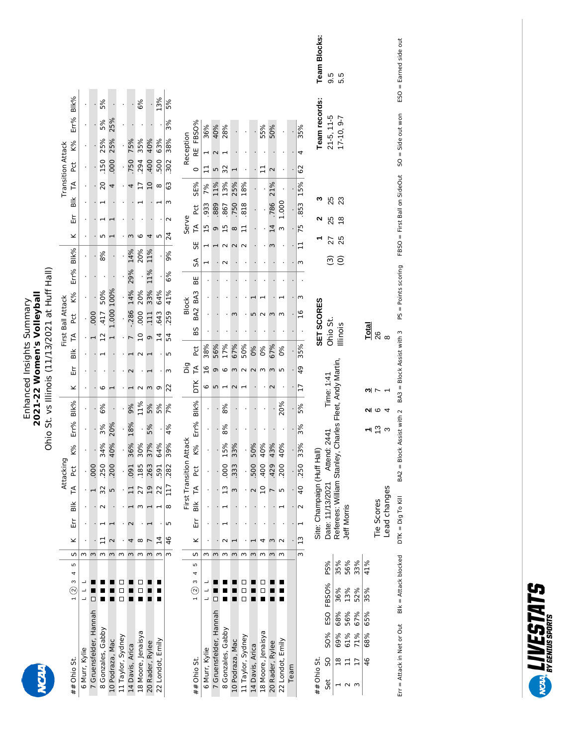# Enhanced Insights Summary

## 2021-22 Women's Volleyball

Ohio St. vs Illinois (11/13/2021 at Huff Hall)

| ## Ohio St. | 1 (2) 3 4 5 | S | Attacking K | Err | Blk | TA | Pct | K% | Err% | Blk% | First Ball Attack K | Err | Blk | TA | Pct | K% | Err% | Blk% | Transition Attack K | Err | Blk | TA | Pct | K% | Err% | Blk% |
|---|---|---|---|---|---|---|---|---|---|---|---|---|---|---|---|---|---|---|---|---|---|---|---|---|---|---|
| 6 Murr, Kylie | L L L | 3 | . | . | . | . | . | . | . | . | . | . | . | . | . | . | . | . | . | . | . | . | . | . | . | . |
| 7 Gruensfelder, Hannah | □ ■ ■ | 3 | . | . | . | 1 | .000 | . | . | . | . | . | . | 1 | .000 | . | . | . | . | . | . | . | . | . | . | . |
| 8 Gonzales, Gabby | ■ ■ ■ | 3 | 11 | 1 | 2 | 32 | .250 | 34% | 3% | 6% | 6 | . | 1 | 12 | .417 | 50% | . | 8% | 5 | 1 | 1 | 20 | .150 | 25% | 5% | 5% |
| 10 Podraza, Mac | ■ ■ ■ | 3 | 2 | 1 | . | 5 | .200 | 40% | 20% | . | 1 | . | . | 1 | 1.000 | 100% | . | . | 1 | 1 | . | 4 | .000 | 25% | 25% | . |
| 11 Taylor, Sydney | □ □ □ | 3 | . | . | . | . | . | . | . | . | . | . | . | . | . | . | . | . | . | . | . | . | . | . | . | . |
| 14 Davis, Arica | ■ ■ ■ | 3 | 4 | 2 | 1 | 11 | .091 | 36% | 18% | 9% | 1 | 2 | 1 | 7 | -.286 | 14% | 29% | 14% | 3 | . | . | 4 | .750 | 75% | . | . |
| 18 Moore, Jenaisya | ■ □ ■ | 3 | 8 | . | 3 | 27 | .185 | 30% | . | 11% | 2 | . | 2 | 10 | .000 | 20% | . | 20% | 6 | . | 1 | 17 | .294 | 35% | . | 6% |
| 20 Rader, Rylee | ■ ■ ■ | 3 | 7 | 1 | 1 | 19 | .263 | 37% | 5% | 5% | 3 | 1 | 1 | 9 | .111 | 33% | 11% | 11% | 4 | . | . | 10 | .400 | 40% | . | . |
| 22 Londot, Emily | ■ ■ ■ | 3 | 14 | . | 1 | 22 | .591 | 64% | . | 5% | 9 | . | . | 14 | .643 | 64% | . | . | 5 | . | 1 | 8 | .500 | 63% | . | 13% |
| | | 3 | 46 | 5 | 8 | 117 | .282 | 39% | 4% | 7% | 22 | 3 | 5 | 54 | .259 | 41% | 6% | 9% | 24 | 2 | 3 | 63 | .302 | 38% | 3% | 5% |

| ## Ohio St. | 1 (2) 3 4 5 | S | First Transition Attack K | Err | Blk | TA | Pct | K% | Err% | Blk% | Dig DTK | TA | Pct | Block BS | BA2 | BA3 | BE | SA | SE | Serve TA | Pct | SE% | Reception O | RE | FBSO% |
|---|---|---|---|---|---|---|---|---|---|---|---|---|---|---|---|---|---|---|---|---|---|---|---|---|---|
| 6 Murr, Kylie | L L L | 3 | . | . | . | . | . | . | . | . | 6 | 16 | 38% | . | . | . | . | 1 | 1 | 15 | .933 | 7% | 11 | 1 | 36% |
| 7 Gruensfelder, Hannah | □ ■ ■ | 3 | . | . | . | . | . | . | . | . | 5 | 9 | 56% | . | . | . | . | . | 1 | 9 | .889 | 11% | 5 | 2 | 40% |
| 8 Gonzales, Gabby | ■ ■ ■ | 3 | 2 | 1 | 1 | 13 | .000 | 15% | 8% | 8% | 1 | 6 | 17% | . | . | . | . | 2 | 2 | 15 | .867 | 13% | 32 | 1 | 28% |
| 10 Podraza, Mac | ■ ■ ■ | 3 | 1 | . | . | 3 | .333 | 33% | . | . | 2 | 3 | 67% | . | 3 | . | . | . | 2 | 8 | .750 | 25% | 1 | . | . |
| 11 Taylor, Sydney | □ □ □ | 3 | . | . | . | . | . | . | . | . | 1 | 2 | 50% | . | . | . | . | . | 2 | 11 | .818 | 18% | . | . | . |
| 14 Davis, Arica | ■ ■ ■ | 3 | 1 | . | . | 2 | .500 | 50% | . | . | . | 2 | 0% | . | 5 | 1 | . | . | . | . | . | . | . | . | . |
| 18 Moore, Jenaisya | ■ □ ■ | 3 | 4 | . | . | 10 | .400 | 40% | . | . | . | 3 | 0% | . | 2 | 1 | . | . | . | . | . | . | 11 | . | 55% |
| 20 Rader, Rylee | ■ ■ ■ | 3 | 3 | . | . | 7 | .429 | 43% | . | . | 2 | 3 | 67% | . | 3 | . | . | . | 3 | 14 | .786 | 21% | 2 | . | 50% |
| 22 Londot, Emily | ■ ■ ■ | 3 | 2 | . | 1 | 5 | .200 | 40% | . | 20% | . | 5 | 0% | . | 3 | 1 | . | . | . | 3 | 1.000 | . | . | . | . |
| Team | | | . | . | . | . | . | . | . | . | . | . | . | . | . | . | . | . | . | . | . | . | . | . | . |
| | | 3 | 13 | 1 | 2 | 40 | .250 | 33% | 3% | 5% | 17 | 49 | 35% | . | 16 | 3 | . | 3 | 11 | 75 | .853 | 15% | 62 | 4 | 35% |

| ## Ohio St. Set | SO | SO% | ESO | FBSO% | PS% |
|---|---|---|---|---|---|
| 1 | 18 | 69% | 68% | 36% | 35% |
| 2 | 11 | 61% | 56% | 13% | 56% |
| 3 | 17 | 71% | 67% | 52% | 33% |
| | 46 | 68% | 65% | 35% | 41% |

Site: Champaign (Huff Hall)
Date: 11/13/2021 Attend: 2441 Time: 1:41
Referees: William Stanley, Charles Fleet, Andy Martin, Jeff Morris

| | 1 | 2 | 3 | Total |
|---|---|---|---|---|
| Tie Scores | 13 | 6 | 7 | 26 |
| Lead changes | 3 | 4 | 1 | 8 |

| SET SCORES | | 1 | 2 | 3 | Team records: | Team Blocks: |
|---|---|---|---|---|---|---|
| Ohio St. | (3) | 27 | 25 | 25 | 21-5, 11-5 | 9.5 |
| Illinois | (0) | 25 | 18 | 23 | 17-10, 9-7 | 5.5 |

Err = Attack in Net or Out  Blk = Attack blocked  DTK = Dig To Kill  BA2 = Block Assist with 2  BA3 = Block Assist with 3  PS = Points scoring  FBSO = First Ball on SideOut  SO = Side out won  ESO = Earned side out